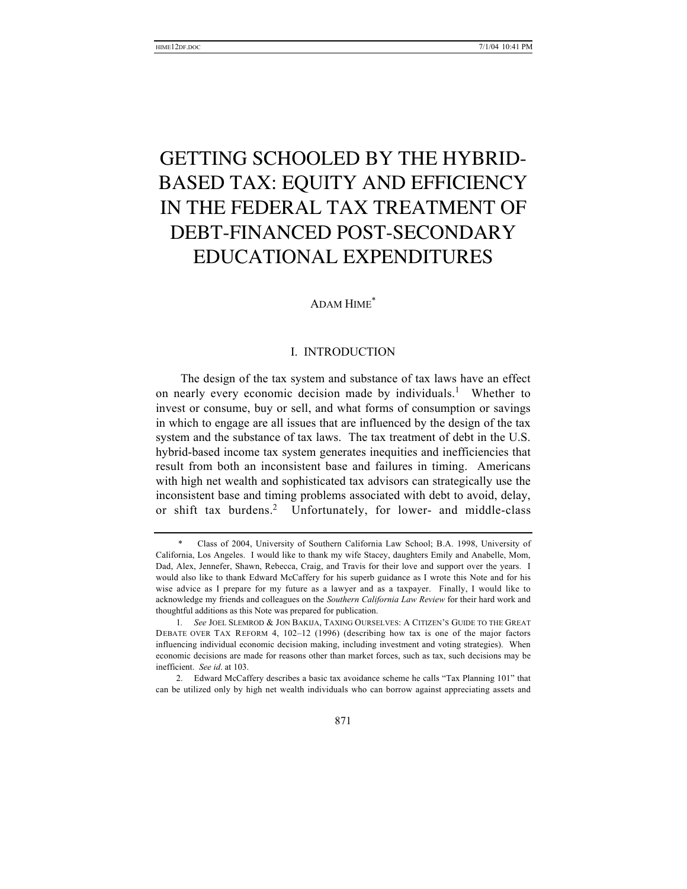# GETTING SCHOOLED BY THE HYBRID-BASED TAX: EQUITY AND EFFICIENCY IN THE FEDERAL TAX TREATMENT OF DEBT-FINANCED POST-SECONDARY EDUCATIONAL EXPENDITURES

ADAM HIME*

## I. INTRODUCTION

The design of the tax system and substance of tax laws have an effect on nearly every economic decision made by individuals.[1] Whether to invest or consume, buy or sell, and what forms of consumption or savings in which to engage are all issues that are influenced by the design of the tax system and the substance of tax laws. The tax treatment of debt in the U.S. hybrid-based income tax system generates inequities and inefficiencies that result from both an inconsistent base and failures in timing. Americans with high net wealth and sophisticated tax advisors can strategically use the inconsistent base and timing problems associated with debt to avoid, delay, or shift tax burdens.[2] Unfortunately, for lower- and middle-class

---

\* Class of 2004, University of Southern California Law School; B.A. 1998, University of California, Los Angeles. I would like to thank my wife Stacey, daughters Emily and Anabelle, Mom, Dad, Alex, Jennefer, Shawn, Rebecca, Craig, and Travis for their love and support over the years. I would also like to thank Edward McCaffery for his superb guidance as I wrote this Note and for his wise advice as I prepare for my future as a lawyer and as a taxpayer. Finally, I would like to acknowledge my friends and colleagues on the *Southern California Law Review* for their hard work and thoughtful additions as this Note was prepared for publication.

1. *See* JOEL SLEMROD & JON BAKIJA, TAXING OURSELVES: A CITIZEN'S GUIDE TO THE GREAT DEBATE OVER TAX REFORM 4, 102–12 (1996) (describing how tax is one of the major factors influencing individual economic decision making, including investment and voting strategies). When economic decisions are made for reasons other than market forces, such as tax, such decisions may be inefficient. *See id*. at 103.

2. Edward McCaffery describes a basic tax avoidance scheme he calls "Tax Planning 101" that can be utilized only by high net wealth individuals who can borrow against appreciating assets and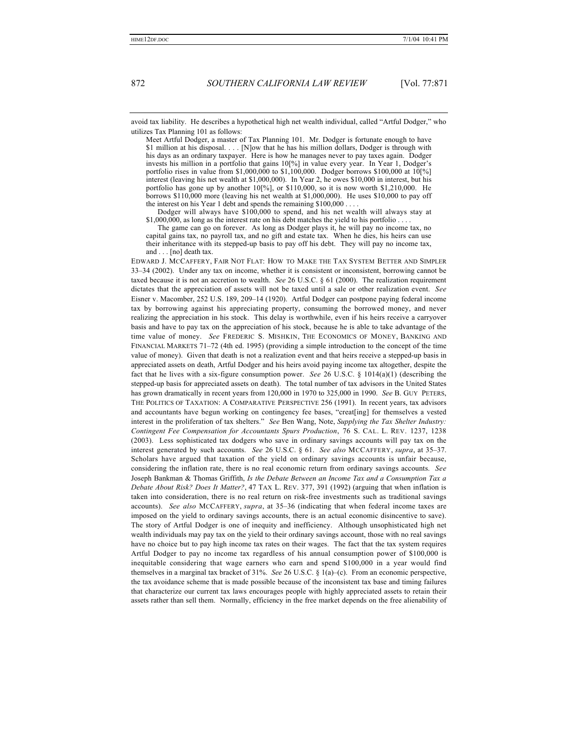avoid tax liability. He describes a hypothetical high net wealth individual, called "Artful Dodger," who utilizes Tax Planning 101 as follows:

> Meet Artful Dodger, a master of Tax Planning 101. Mr. Dodger is fortunate enough to have $1 million at his disposal. . . . [N]ow that he has his million dollars, Dodger is through with his days as an ordinary taxpayer. Here is how he manages never to pay taxes again. Dodger invests his million in a portfolio that gains 10[%] in value every year. In Year 1, Dodger's portfolio rises in value from $1,000,000 to $1,100,000. Dodger borrows $100,000 at 10[%] interest (leaving his net wealth at $1,000,000). In Year 2, he owes $10,000 in interest, but his portfolio has gone up by another 10[%], or $110,000, so it is now worth $1,210,000. He borrows $110,000 more (leaving his net wealth at $1,000,000). He uses $10,000 to pay off the interest on his Year 1 debt and spends the remaining $100,000 . . . .
>
> Dodger will always have $100,000 to spend, and his net wealth will always stay at $1,000,000, as long as the interest rate on his debt matches the yield to his portfolio . . . .
>
> The game can go on forever. As long as Dodger plays it, he will pay no income tax, no capital gains tax, no payroll tax, and no gift and estate tax. When he dies, his heirs can use their inheritance with its stepped-up basis to pay off his debt. They will pay no income tax, and . . . [no] death tax.

EDWARD J. MCCAFFERY, FAIR NOT FLAT: HOW TO MAKE THE TAX SYSTEM BETTER AND SIMPLER 33–34 (2002). Under any tax on income, whether it is consistent or inconsistent, borrowing cannot be taxed because it is not an accretion to wealth. *See* 26 U.S.C. § 61 (2000). The realization requirement dictates that the appreciation of assets will not be taxed until a sale or other realization event. *See* Eisner v. Macomber, 252 U.S. 189, 209–14 (1920). Artful Dodger can postpone paying federal income tax by borrowing against his appreciating property, consuming the borrowed money, and never realizing the appreciation in his stock. This delay is worthwhile, even if his heirs receive a carryover basis and have to pay tax on the appreciation of his stock, because he is able to take advantage of the time value of money. *See* FREDERIC S. MISHKIN, THE ECONOMICS OF MONEY, BANKING AND FINANCIAL MARKETS 71–72 (4th ed. 1995) (providing a simple introduction to the concept of the time value of money). Given that death is not a realization event and that heirs receive a stepped-up basis in appreciated assets on death, Artful Dodger and his heirs avoid paying income tax altogether, despite the fact that he lives with a six-figure consumption power. *See* 26 U.S.C. § 1014(a)(1) (describing the stepped-up basis for appreciated assets on death). The total number of tax advisors in the United States has grown dramatically in recent years from 120,000 in 1970 to 325,000 in 1990. *See* B. GUY PETERS, THE POLITICS OF TAXATION: A COMPARATIVE PERSPECTIVE 256 (1991). In recent years, tax advisors and accountants have begun working on contingency fee bases, "creat[ing] for themselves a vested interest in the proliferation of tax shelters." *See* Ben Wang, Note, *Supplying the Tax Shelter Industry: Contingent Fee Compensation for Accountants Spurs Production*, 76 S. CAL. L. REV. 1237, 1238 (2003). Less sophisticated tax dodgers who save in ordinary savings accounts will pay tax on the interest generated by such accounts. *See* 26 U.S.C. § 61. *See also* MCCAFFERY, *supra*, at 35–37. Scholars have argued that taxation of the yield on ordinary savings accounts is unfair because, considering the inflation rate, there is no real economic return from ordinary savings accounts. *See* Joseph Bankman & Thomas Griffith, *Is the Debate Between an Income Tax and a Consumption Tax a Debate About Risk? Does It Matter?*, 47 TAX L. REV. 377, 391 (1992) (arguing that when inflation is taken into consideration, there is no real return on risk-free investments such as traditional savings accounts). *See also* MCCAFFERY, *supra*, at 35–36 (indicating that when federal income taxes are imposed on the yield to ordinary savings accounts, there is an actual economic disincentive to save). The story of Artful Dodger is one of inequity and inefficiency. Although unsophisticated high net wealth individuals may pay tax on the yield to their ordinary savings account, those with no real savings have no choice but to pay high income tax rates on their wages. The fact that the tax system requires Artful Dodger to pay no income tax regardless of his annual consumption power of $100,000 is inequitable considering that wage earners who earn and spend $100,000 in a year would find themselves in a marginal tax bracket of 31%. *See* 26 U.S.C. § 1(a)–(c). From an economic perspective, the tax avoidance scheme that is made possible because of the inconsistent tax base and timing failures that characterize our current tax laws encourages people with highly appreciated assets to retain their assets rather than sell them. Normally, efficiency in the free market depends on the free alienability of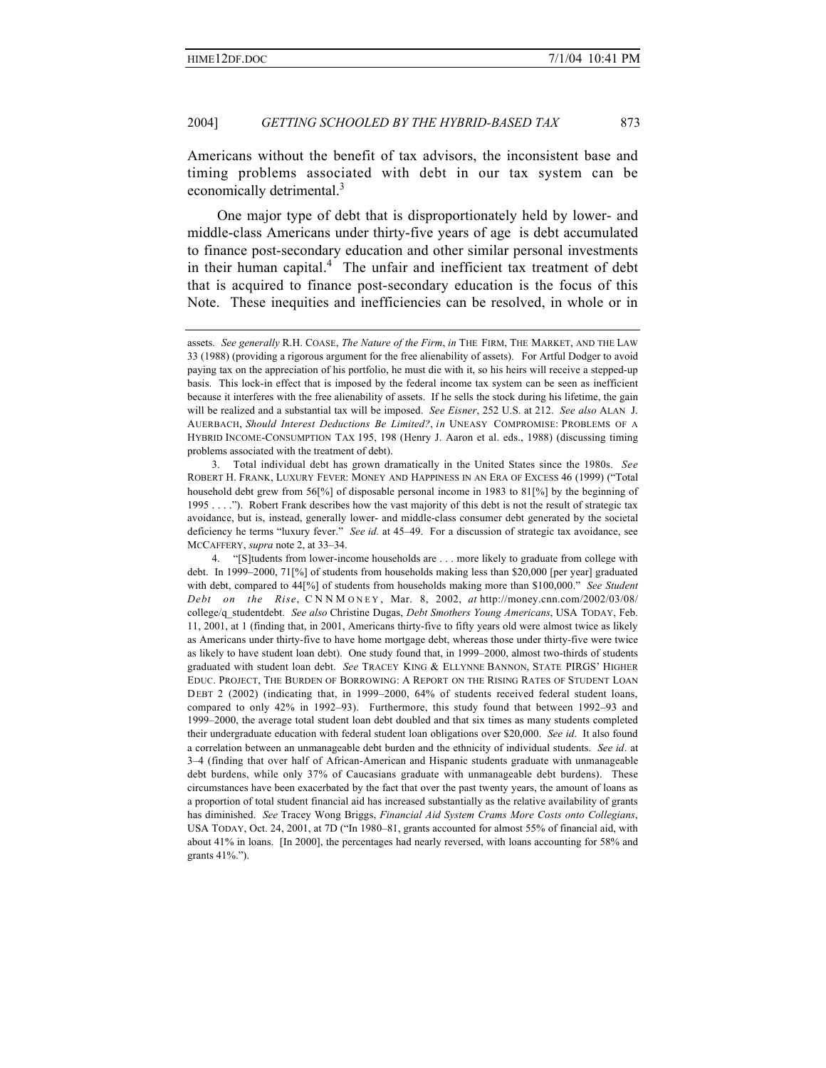Americans without the benefit of tax advisors, the inconsistent base and timing problems associated with debt in our tax system can be economically detrimental.[3]

One major type of debt that is disproportionately held by lower- and middle-class Americans under thirty-five years of age is debt accumulated to finance post-secondary education and other similar personal investments in their human capital.[4] The unfair and inefficient tax treatment of debt that is acquired to finance post-secondary education is the focus of this Note. These inequities and inefficiencies can be resolved, in whole or in

---

assets. *See generally* R.H. COASE, *The Nature of the Firm*, *in* THE FIRM, THE MARKET, AND THE LAW 33 (1988) (providing a rigorous argument for the free alienability of assets). For Artful Dodger to avoid paying tax on the appreciation of his portfolio, he must die with it, so his heirs will receive a stepped-up basis. This lock-in effect that is imposed by the federal income tax system can be seen as inefficient because it interferes with the free alienability of assets. If he sells the stock during his lifetime, the gain will be realized and a substantial tax will be imposed. *See Eisner*, 252 U.S. at 212. *See also* ALAN J. AUERBACH, *Should Interest Deductions Be Limited?*, *in* UNEASY COMPROMISE: PROBLEMS OF A HYBRID INCOME-CONSUMPTION TAX 195, 198 (Henry J. Aaron et al. eds., 1988) (discussing timing problems associated with the treatment of debt).

3. Total individual debt has grown dramatically in the United States since the 1980s. *See* ROBERT H. FRANK, LUXURY FEVER: MONEY AND HAPPINESS IN AN ERA OF EXCESS 46 (1999) ("Total household debt grew from 56[%] of disposable personal income in 1983 to 81[%] by the beginning of 1995 . . . ."). Robert Frank describes how the vast majority of this debt is not the result of strategic tax avoidance, but is, instead, generally lower- and middle-class consumer debt generated by the societal deficiency he terms "luxury fever." *See id.* at 45–49. For a discussion of strategic tax avoidance, see MCCAFFERY, *supra* note 2, at 33–34.

4. "[S]tudents from lower-income households are . . . more likely to graduate from college with debt. In 1999–2000, 71[%] of students from households making less than $20,000 [per year] graduated with debt, compared to 44[%] of students from households making more than $100,000." *See Student Debt on the Rise*, CNNMONEY, Mar. 8, 2002, *at* http://money.cnn.com/2002/03/08/college/q_studentdebt. *See also* Christine Dugas, *Debt Smothers Young Americans*, USA TODAY, Feb. 11, 2001, at 1 (finding that, in 2001, Americans thirty-five to fifty years old were almost twice as likely as Americans under thirty-five to have home mortgage debt, whereas those under thirty-five were twice as likely to have student loan debt). One study found that, in 1999–2000, almost two-thirds of students graduated with student loan debt. *See* TRACEY KING & ELLYNNE BANNON, STATE PIRGS' HIGHER EDUC. PROJECT, THE BURDEN OF BORROWING: A REPORT ON THE RISING RATES OF STUDENT LOAN DEBT 2 (2002) (indicating that, in 1999–2000, 64% of students received federal student loans, compared to only 42% in 1992–93). Furthermore, this study found that between 1992–93 and 1999–2000, the average total student loan debt doubled and that six times as many students completed their undergraduate education with federal student loan obligations over $20,000. *See id*. It also found a correlation between an unmanageable debt burden and the ethnicity of individual students. *See id*. at 3–4 (finding that over half of African-American and Hispanic students graduate with unmanageable debt burdens, while only 37% of Caucasians graduate with unmanageable debt burdens). These circumstances have been exacerbated by the fact that over the past twenty years, the amount of loans as a proportion of total student financial aid has increased substantially as the relative availability of grants has diminished. *See* Tracey Wong Briggs, *Financial Aid System Crams More Costs onto Collegians*, USA TODAY, Oct. 24, 2001, at 7D ("In 1980–81, grants accounted for almost 55% of financial aid, with about 41% in loans. [In 2000], the percentages had nearly reversed, with loans accounting for 58% and grants 41%.").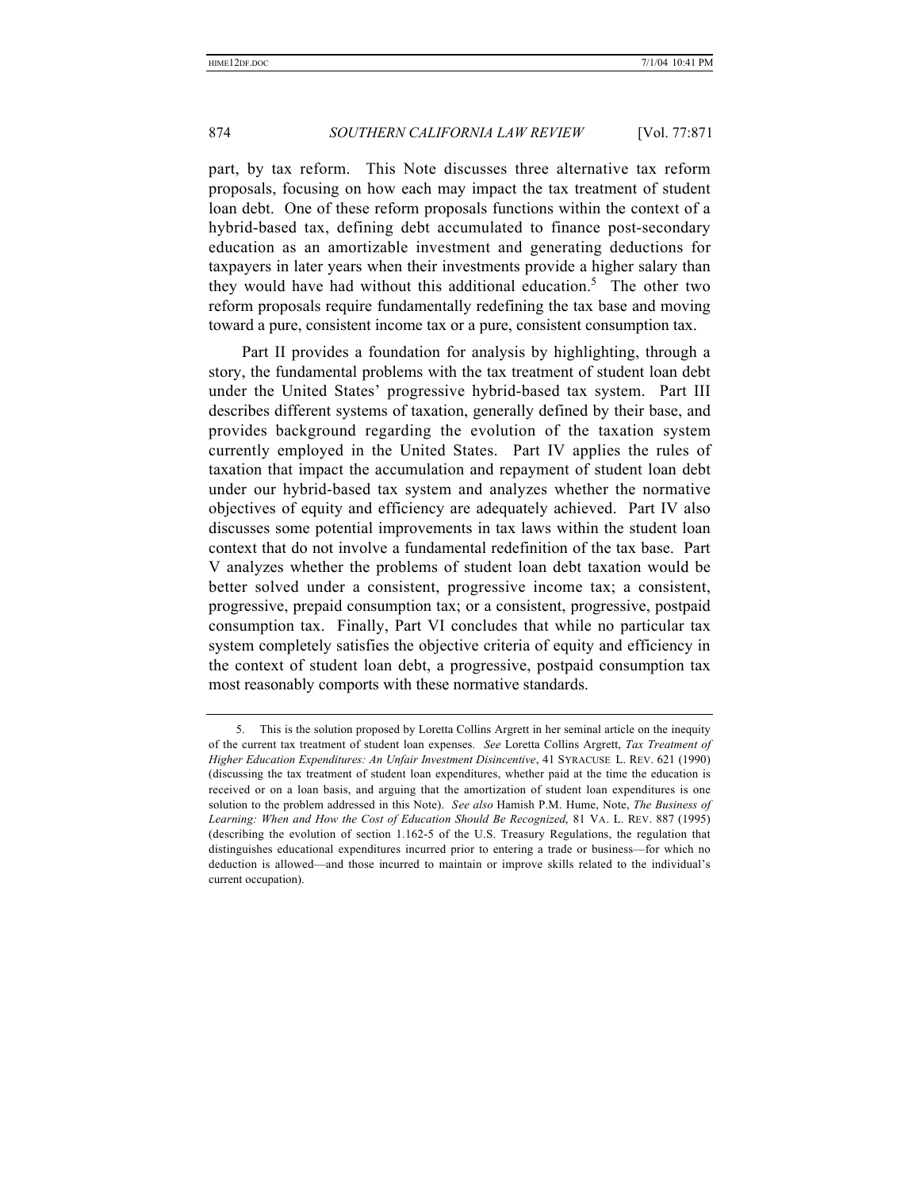part, by tax reform. This Note discusses three alternative tax reform proposals, focusing on how each may impact the tax treatment of student loan debt. One of these reform proposals functions within the context of a hybrid-based tax, defining debt accumulated to finance post-secondary education as an amortizable investment and generating deductions for taxpayers in later years when their investments provide a higher salary than they would have had without this additional education.[5] The other two reform proposals require fundamentally redefining the tax base and moving toward a pure, consistent income tax or a pure, consistent consumption tax.

Part II provides a foundation for analysis by highlighting, through a story, the fundamental problems with the tax treatment of student loan debt under the United States' progressive hybrid-based tax system. Part III describes different systems of taxation, generally defined by their base, and provides background regarding the evolution of the taxation system currently employed in the United States. Part IV applies the rules of taxation that impact the accumulation and repayment of student loan debt under our hybrid-based tax system and analyzes whether the normative objectives of equity and efficiency are adequately achieved. Part IV also discusses some potential improvements in tax laws within the student loan context that do not involve a fundamental redefinition of the tax base. Part V analyzes whether the problems of student loan debt taxation would be better solved under a consistent, progressive income tax; a consistent, progressive, prepaid consumption tax; or a consistent, progressive, postpaid consumption tax. Finally, Part VI concludes that while no particular tax system completely satisfies the objective criteria of equity and efficiency in the context of student loan debt, a progressive, postpaid consumption tax most reasonably comports with these normative standards.

---

5. This is the solution proposed by Loretta Collins Argrett in her seminal article on the inequity of the current tax treatment of student loan expenses. *See* Loretta Collins Argrett, *Tax Treatment of Higher Education Expenditures: An Unfair Investment Disincentive*, 41 SYRACUSE L. REV. 621 (1990) (discussing the tax treatment of student loan expenditures, whether paid at the time the education is received or on a loan basis, and arguing that the amortization of student loan expenditures is one solution to the problem addressed in this Note). *See also* Hamish P.M. Hume, Note, *The Business of Learning: When and How the Cost of Education Should Be Recognized*, 81 VA. L. REV. 887 (1995) (describing the evolution of section 1.162-5 of the U.S. Treasury Regulations, the regulation that distinguishes educational expenditures incurred prior to entering a trade or business—for which no deduction is allowed—and those incurred to maintain or improve skills related to the individual's current occupation).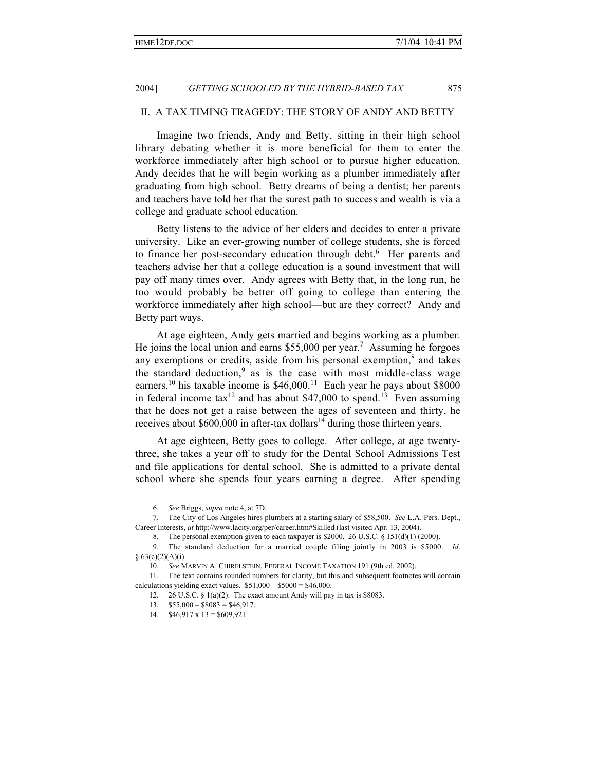## II. A TAX TIMING TRAGEDY: THE STORY OF ANDY AND BETTY

Imagine two friends, Andy and Betty, sitting in their high school library debating whether it is more beneficial for them to enter the workforce immediately after high school or to pursue higher education. Andy decides that he will begin working as a plumber immediately after graduating from high school. Betty dreams of being a dentist; her parents and teachers have told her that the surest path to success and wealth is via a college and graduate school education.

Betty listens to the advice of her elders and decides to enter a private university. Like an ever-growing number of college students, she is forced to finance her post-secondary education through debt.[6] Her parents and teachers advise her that a college education is a sound investment that will pay off many times over. Andy agrees with Betty that, in the long run, he too would probably be better off going to college than entering the workforce immediately after high school—but are they correct? Andy and Betty part ways.

At age eighteen, Andy gets married and begins working as a plumber. He joins the local union and earns $55,000 per year.[7] Assuming he forgoes any exemptions or credits, aside from his personal exemption,[8] and takes the standard deduction,[9] as is the case with most middle-class wage earners,[10] his taxable income is $46,000.[11] Each year he pays about $8000 in federal income tax[12] and has about $47,000 to spend.[13] Even assuming that he does not get a raise between the ages of seventeen and thirty, he receives about $600,000 in after-tax dollars[14] during those thirteen years.

At age eighteen, Betty goes to college. After college, at age twenty-three, she takes a year off to study for the Dental School Admissions Test and file applications for dental school. She is admitted to a private dental school where she spends four years earning a degree. After spending

---

6. *See* Briggs, *supra* note 4, at 7D.

7. The City of Los Angeles hires plumbers at a starting salary of $58,500. *See* L.A. Pers. Dept., Career Interests, *at* http://www.lacity.org/per/career.htm#Skilled (last visited Apr. 13, 2004).

8. The personal exemption given to each taxpayer is $2000. 26 U.S.C. § 151(d)(1) (2000).

9. The standard deduction for a married couple filing jointly in 2003 is $5000. *Id*. § 63(c)(2)(A)(i).

10. *See* MARVIN A. CHIRELSTEIN, FEDERAL INCOME TAXATION 191 (9th ed. 2002).

11. The text contains rounded numbers for clarity, but this and subsequent footnotes will contain calculations yielding exact values. $51,000 – $5000 = $46,000.

12. 26 U.S.C. § 1(a)(2). The exact amount Andy will pay in tax is $8083.

13. $55,000 – $8083 = $46,917.

14. $46,917 x 13 = $609,921.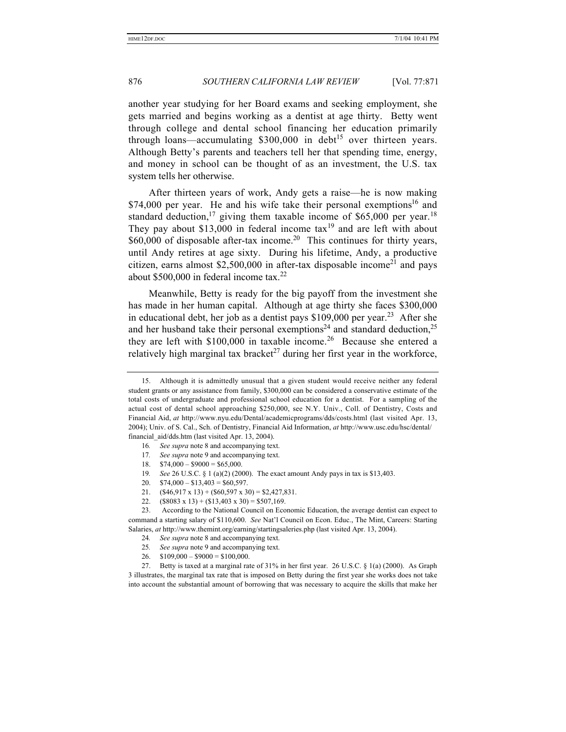another year studying for her Board exams and seeking employment, she gets married and begins working as a dentist at age thirty. Betty went through college and dental school financing her education primarily through loans—accumulating $300,000 in debt[15] over thirteen years. Although Betty's parents and teachers tell her that spending time, energy, and money in school can be thought of as an investment, the U.S. tax system tells her otherwise.

After thirteen years of work, Andy gets a raise—he is now making $74,000 per year. He and his wife take their personal exemptions[16] and standard deduction,[17] giving them taxable income of $65,000 per year.[18] They pay about $13,000 in federal income tax[19] and are left with about $60,000 of disposable after-tax income.[20] This continues for thirty years, until Andy retires at age sixty. During his lifetime, Andy, a productive citizen, earns almost $2,500,000 in after-tax disposable income[21] and pays about $500,000 in federal income tax.[22]

Meanwhile, Betty is ready for the big payoff from the investment she has made in her human capital. Although at age thirty she faces $300,000 in educational debt, her job as a dentist pays $109,000 per year.[23] After she and her husband take their personal exemptions[24] and standard deduction,[25] they are left with $100,000 in taxable income.[26] Because she entered a relatively high marginal tax bracket[27] during her first year in the workforce,

---

15. Although it is admittedly unusual that a given student would receive neither any federal student grants or any assistance from family, $300,000 can be considered a conservative estimate of the total costs of undergraduate and professional school education for a dentist. For a sampling of the actual cost of dental school approaching $250,000, see N.Y. Univ., Coll. of Dentistry, Costs and Financial Aid, *at* http://www.nyu.edu/Dental/academicprograms/dds/costs.html (last visited Apr. 13, 2004); Univ. of S. Cal., Sch. of Dentistry, Financial Aid Information, *at* http://www.usc.edu/hsc/dental/financial_aid/dds.htm (last visited Apr. 13, 2004).

16. *See supra* note 8 and accompanying text.

17. *See supra* note 9 and accompanying text.

18. $74,000 – $9000 = $65,000.

19. *See* 26 U.S.C. § 1 (a)(2) (2000). The exact amount Andy pays in tax is $13,403.

20. $74,000 – $13,403 = $60,597.

21. ($46,917 x 13) + ($60,597 x 30) = $2,427,831.

22. ($8083 x 13) + ($13,403 x 30) = $507,169.

23. According to the National Council on Economic Education, the average dentist can expect to command a starting salary of $110,600. *See* Nat'l Council on Econ. Educ., The Mint, Careers: Starting Salaries, *at* http://www.themint.org/earning/startingsaleries.php (last visited Apr. 13, 2004).

24. *See supra* note 8 and accompanying text.

25. *See supra* note 9 and accompanying text.

26. $109,000 – $9000 = $100,000.

27. Betty is taxed at a marginal rate of 31% in her first year. 26 U.S.C. § 1(a) (2000). As Graph 3 illustrates, the marginal tax rate that is imposed on Betty during the first year she works does not take into account the substantial amount of borrowing that was necessary to acquire the skills that make her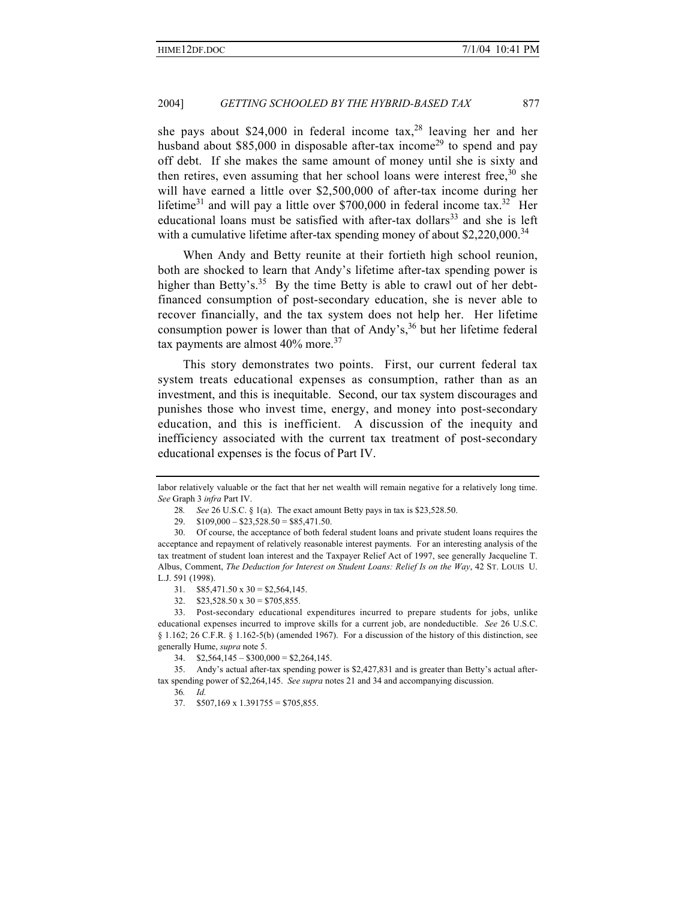she pays about $24,000 in federal income tax,[28] leaving her and her husband about $85,000 in disposable after-tax income[29] to spend and pay off debt. If she makes the same amount of money until she is sixty and then retires, even assuming that her school loans were interest free,[30] she will have earned a little over $2,500,000 of after-tax income during her lifetime[31] and will pay a little over $700,000 in federal income tax.[32] Her educational loans must be satisfied with after-tax dollars[33] and she is left with a cumulative lifetime after-tax spending money of about $2,220,000.[34]

When Andy and Betty reunite at their fortieth high school reunion, both are shocked to learn that Andy's lifetime after-tax spending power is higher than Betty's.[35] By the time Betty is able to crawl out of her debt-financed consumption of post-secondary education, she is never able to recover financially, and the tax system does not help her. Her lifetime consumption power is lower than that of Andy's,[36] but her lifetime federal tax payments are almost 40% more.[37]

This story demonstrates two points. First, our current federal tax system treats educational expenses as consumption, rather than as an investment, and this is inequitable. Second, our tax system discourages and punishes those who invest time, energy, and money into post-secondary education, and this is inefficient. A discussion of the inequity and inefficiency associated with the current tax treatment of post-secondary educational expenses is the focus of Part IV.

---

labor relatively valuable or the fact that her net wealth will remain negative for a relatively long time. *See* Graph 3 *infra* Part IV.

28. *See* 26 U.S.C. § 1(a). The exact amount Betty pays in tax is $23,528.50.

29. $109,000 – $23,528.50 = $85,471.50.

30. Of course, the acceptance of both federal student loans and private student loans requires the acceptance and repayment of relatively reasonable interest payments. For an interesting analysis of the tax treatment of student loan interest and the Taxpayer Relief Act of 1997, see generally Jacqueline T. Albus, Comment, *The Deduction for Interest on Student Loans: Relief Is on the Way*, 42 ST. LOUIS U. L.J. 591 (1998).

31. $85,471.50 x 30 = $2,564,145.

32. $23,528.50 x 30 = $705,855.

33. Post-secondary educational expenditures incurred to prepare students for jobs, unlike educational expenses incurred to improve skills for a current job, are nondeductible. *See* 26 U.S.C. § 1.162; 26 C.F.R. § 1.162-5(b) (amended 1967). For a discussion of the history of this distinction, see generally Hume, *supra* note 5.

34. $2,564,145 – $300,000 = $2,264,145.

35. Andy's actual after-tax spending power is $2,427,831 and is greater than Betty's actual after-tax spending power of $2,264,145. *See supra* notes 21 and 34 and accompanying discussion.

36. *Id.*

37. $507,169 x 1.391755 = $705,855.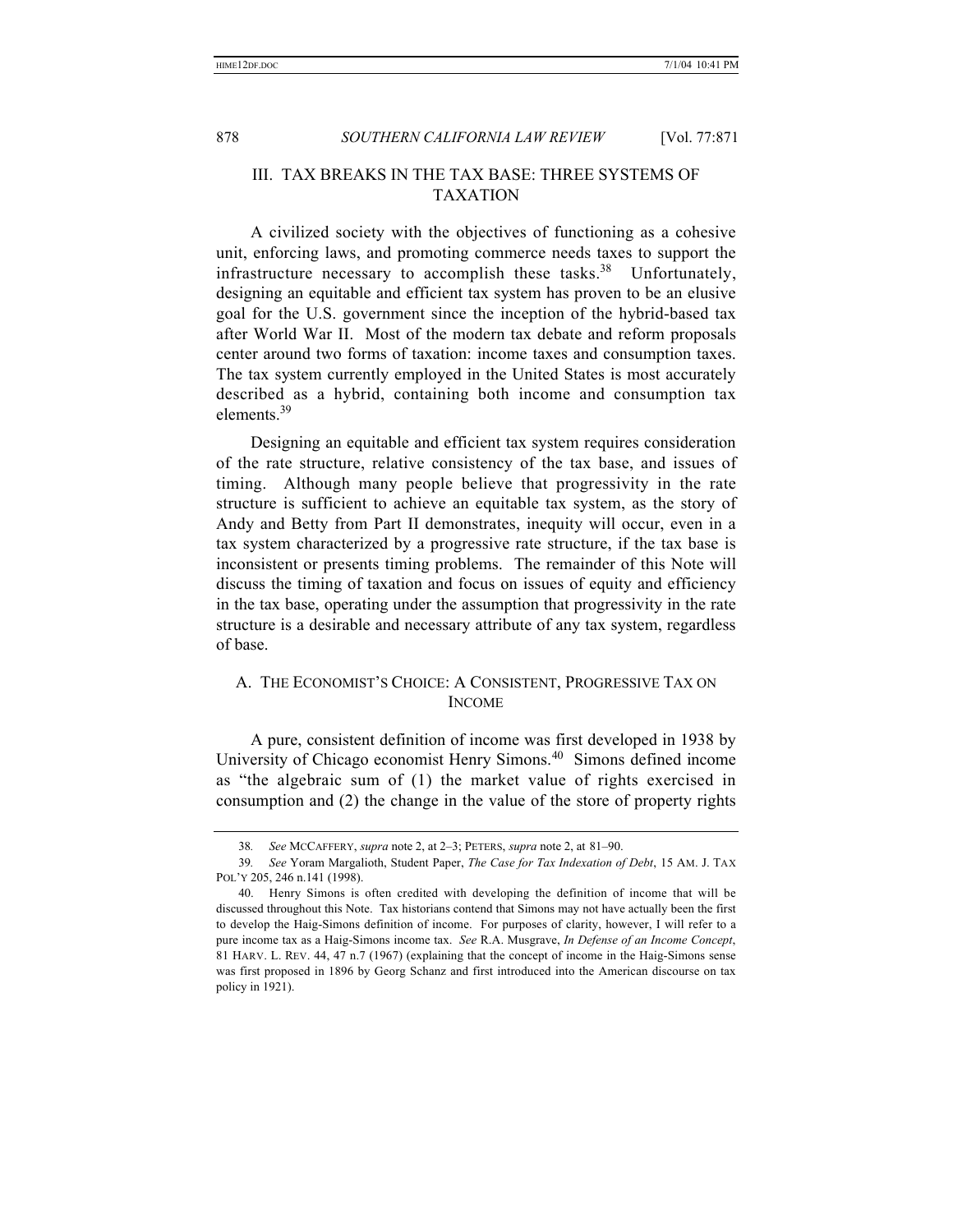## III. TAX BREAKS IN THE TAX BASE: THREE SYSTEMS OF TAXATION

A civilized society with the objectives of functioning as a cohesive unit, enforcing laws, and promoting commerce needs taxes to support the infrastructure necessary to accomplish these tasks.[38] Unfortunately, designing an equitable and efficient tax system has proven to be an elusive goal for the U.S. government since the inception of the hybrid-based tax after World War II. Most of the modern tax debate and reform proposals center around two forms of taxation: income taxes and consumption taxes. The tax system currently employed in the United States is most accurately described as a hybrid, containing both income and consumption tax elements.[39]

Designing an equitable and efficient tax system requires consideration of the rate structure, relative consistency of the tax base, and issues of timing. Although many people believe that progressivity in the rate structure is sufficient to achieve an equitable tax system, as the story of Andy and Betty from Part II demonstrates, inequity will occur, even in a tax system characterized by a progressive rate structure, if the tax base is inconsistent or presents timing problems. The remainder of this Note will discuss the timing of taxation and focus on issues of equity and efficiency in the tax base, operating under the assumption that progressivity in the rate structure is a desirable and necessary attribute of any tax system, regardless of base.

### A. THE ECONOMIST'S CHOICE: A CONSISTENT, PROGRESSIVE TAX ON INCOME

A pure, consistent definition of income was first developed in 1938 by University of Chicago economist Henry Simons.[40] Simons defined income as "the algebraic sum of (1) the market value of rights exercised in consumption and (2) the change in the value of the store of property rights

---

38. *See* MCCAFFERY, *supra* note 2, at 2–3; PETERS, *supra* note 2, at 81–90.

39. *See* Yoram Margalioth, Student Paper, *The Case for Tax Indexation of Debt*, 15 AM. J. TAX POL'Y 205, 246 n.141 (1998).

40. Henry Simons is often credited with developing the definition of income that will be discussed throughout this Note. Tax historians contend that Simons may not have actually been the first to develop the Haig-Simons definition of income. For purposes of clarity, however, I will refer to a pure income tax as a Haig-Simons income tax. *See* R.A. Musgrave, *In Defense of an Income Concept*, 81 HARV. L. REV. 44, 47 n.7 (1967) (explaining that the concept of income in the Haig-Simons sense was first proposed in 1896 by Georg Schanz and first introduced into the American discourse on tax policy in 1921).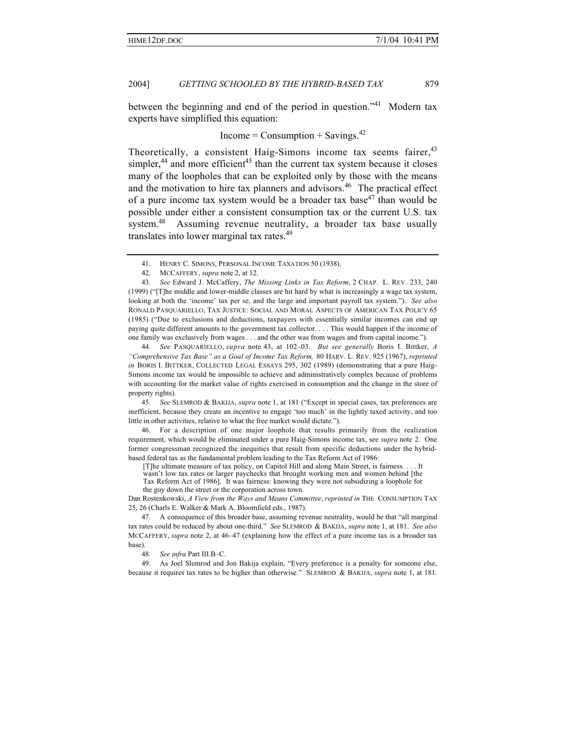between the beginning and end of the period in question."[41] Modern tax experts have simplified this equation:

Income = Consumption + Savings.[42]

Theoretically, a consistent Haig-Simons income tax seems fairer,[43] simpler,[44] and more efficient[45] than the current tax system because it closes many of the loopholes that can be exploited only by those with the means and the motivation to hire tax planners and advisors.[46] The practical effect of a pure income tax system would be a broader tax base[47] than would be possible under either a consistent consumption tax or the current U.S. tax system.[48] Assuming revenue neutrality, a broader tax base usually translates into lower marginal tax rates.[49]

---

41. HENRY C. SIMONS, PERSONAL INCOME TAXATION 50 (1938).

42. MCCAFFERY, *supra* note 2, at 12.

43. *See* Edward J. McCaffery, *The Missing Links in Tax Reform*, 2 CHAP. L. REV. 233, 240 (1999) ("[T]he middle and lower-middle classes are hit hard by what is increasingly a wage tax system, looking at both the 'income' tax per se, and the large and important payroll tax system."). *See also* RONALD PASQUARIELLO, TAX JUSTICE: SOCIAL AND MORAL ASPECTS OF AMERICAN TAX POLICY 65 (1985) ("Due to exclusions and deductions, taxpayers with essentially similar incomes can end up paying quite different amounts to the government tax collector. . . . This would happen if the income of one family was exclusively from wages . . . and the other was from wages and from capital income.").

44. *See* PASQUARIELLO, *supra* note 43, at 102–03. *But see generally* Boris I. Bittker, *A "Comprehensive Tax Base" as a Goal of Income Tax Reform,* 80 HARV. L. REV. 925 (1967), *reprinted in* BORIS I. BITTKER, COLLECTED LEGAL ESSAYS 295, 302 (1989) (demonstrating that a pure Haig-Simons income tax would be impossible to achieve and administratively complex because of problems with accounting for the market value of rights exercised in consumption and the change in the store of property rights).

45. *See* SLEMROD & BAKIJA, *supra* note 1, at 181 ("Except in special cases, tax preferences are inefficient, because they create an incentive to engage 'too much' in the lightly taxed activity, and too little in other activities, relative to what the free market would dictate.").

46. For a description of one major loophole that results primarily from the realization requirement, which would be eliminated under a pure Haig-Simons income tax, see *supra* note 2. One former congressman recognized the inequities that result from specific deductions under the hybrid-based federal tax as the fundamental problem leading to the Tax Reform Act of 1986:

> [T]he ultimate measure of tax policy, on Capitol Hill and along Main Street, is fairness. . . . It wasn't low tax rates or larger paychecks that brought working men and women behind [the Tax Reform Act of 1986]. It was fairness: knowing they were not subsidizing a loophole for the guy down the street or the corporation across town.

Dan Rostenkowski, *A View from the Ways and Means Committee*, *reprinted in* THE CONSUMPTION TAX 25, 26 (Charls E. Walker & Mark A. Bloomfield eds., 1987).

47. A consequence of this broader base, assuming revenue neutrality, would be that "all marginal tax rates could be reduced by about one-third." *See* SLEMROD & BAKIJA, *supra* note 1, at 181. *See also* MCCAFFERY, *supra* note 2, at 46–47 (explaining how the effect of a pure income tax is a broader tax base).

48. *See infra* Part III.B–C.

49. As Joel Slemrod and Jon Bakija explain, "Every preference is a penalty for someone else, because it requires tax rates to be higher than otherwise." SLEMROD & BAKIJA, *supra* note 1, at 181.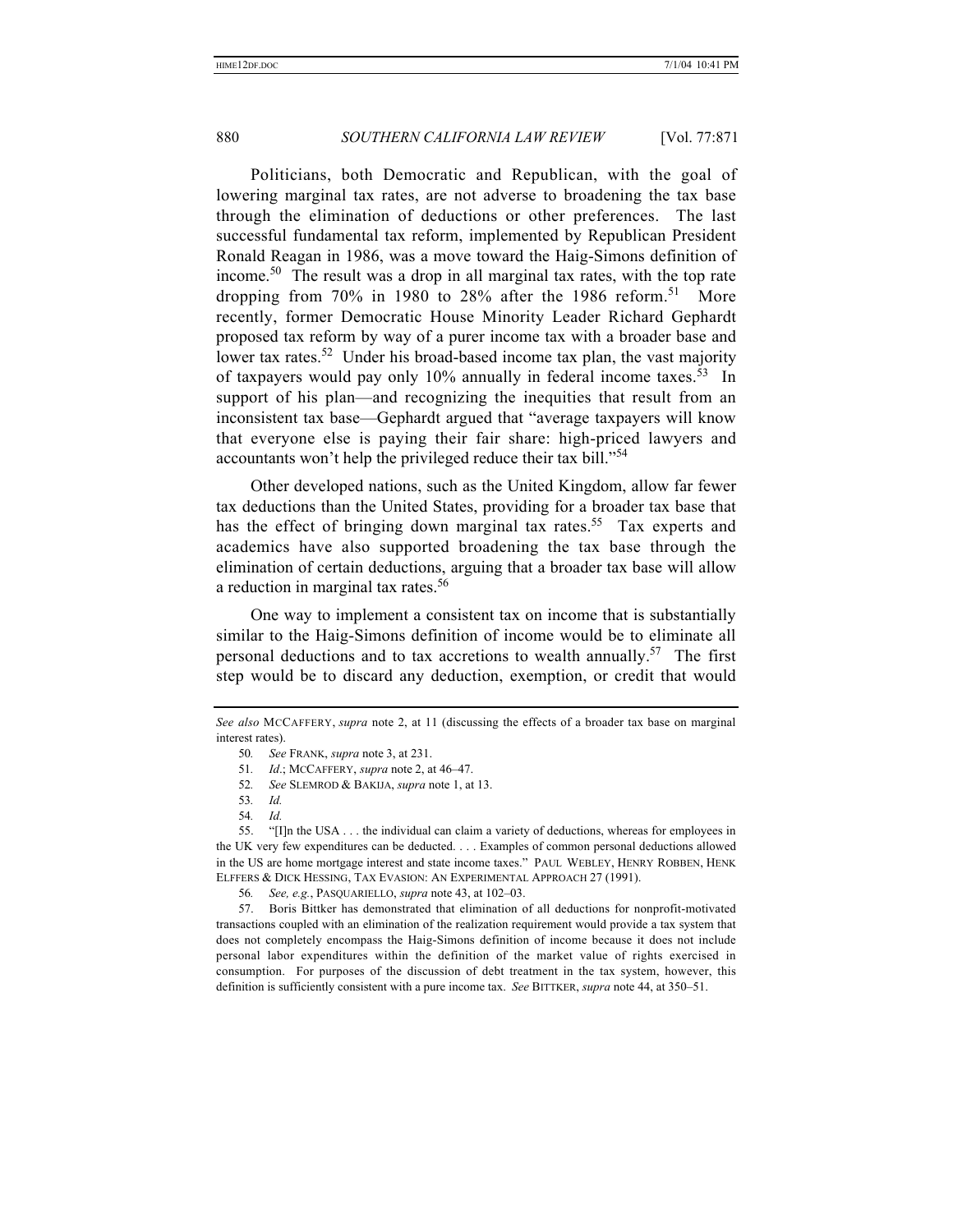Politicians, both Democratic and Republican, with the goal of lowering marginal tax rates, are not adverse to broadening the tax base through the elimination of deductions or other preferences. The last successful fundamental tax reform, implemented by Republican President Ronald Reagan in 1986, was a move toward the Haig-Simons definition of income.[50] The result was a drop in all marginal tax rates, with the top rate dropping from 70% in 1980 to 28% after the 1986 reform.[51] More recently, former Democratic House Minority Leader Richard Gephardt proposed tax reform by way of a purer income tax with a broader base and lower tax rates.[52] Under his broad-based income tax plan, the vast majority of taxpayers would pay only 10% annually in federal income taxes.[53] In support of his plan—and recognizing the inequities that result from an inconsistent tax base—Gephardt argued that "average taxpayers will know that everyone else is paying their fair share: high-priced lawyers and accountants won't help the privileged reduce their tax bill."[54]

Other developed nations, such as the United Kingdom, allow far fewer tax deductions than the United States, providing for a broader tax base that has the effect of bringing down marginal tax rates.[55] Tax experts and academics have also supported broadening the tax base through the elimination of certain deductions, arguing that a broader tax base will allow a reduction in marginal tax rates.[56]

One way to implement a consistent tax on income that is substantially similar to the Haig-Simons definition of income would be to eliminate all personal deductions and to tax accretions to wealth annually.[57] The first step would be to discard any deduction, exemption, or credit that would

---

*See also* MCCAFFERY, *supra* note 2, at 11 (discussing the effects of a broader tax base on marginal interest rates).

50. *See* FRANK, *supra* note 3, at 231.

51. *Id.*; MCCAFFERY, *supra* note 2, at 46–47.

52. *See* SLEMROD & BAKIJA, *supra* note 1, at 13.

53. *Id.*

54. *Id.*

55. "[I]n the USA . . . the individual can claim a variety of deductions, whereas for employees in the UK very few expenditures can be deducted. . . . Examples of common personal deductions allowed in the US are home mortgage interest and state income taxes." PAUL WEBLEY, HENRY ROBBEN, HENK ELFFERS & DICK HESSING, TAX EVASION: AN EXPERIMENTAL APPROACH 27 (1991).

56. *See, e.g.*, PASQUARIELLO, *supra* note 43, at 102–03.

57. Boris Bittker has demonstrated that elimination of all deductions for nonprofit-motivated transactions coupled with an elimination of the realization requirement would provide a tax system that does not completely encompass the Haig-Simons definition of income because it does not include personal labor expenditures within the definition of the market value of rights exercised in consumption. For purposes of the discussion of debt treatment in the tax system, however, this definition is sufficiently consistent with a pure income tax. *See* BITTKER, *supra* note 44, at 350–51.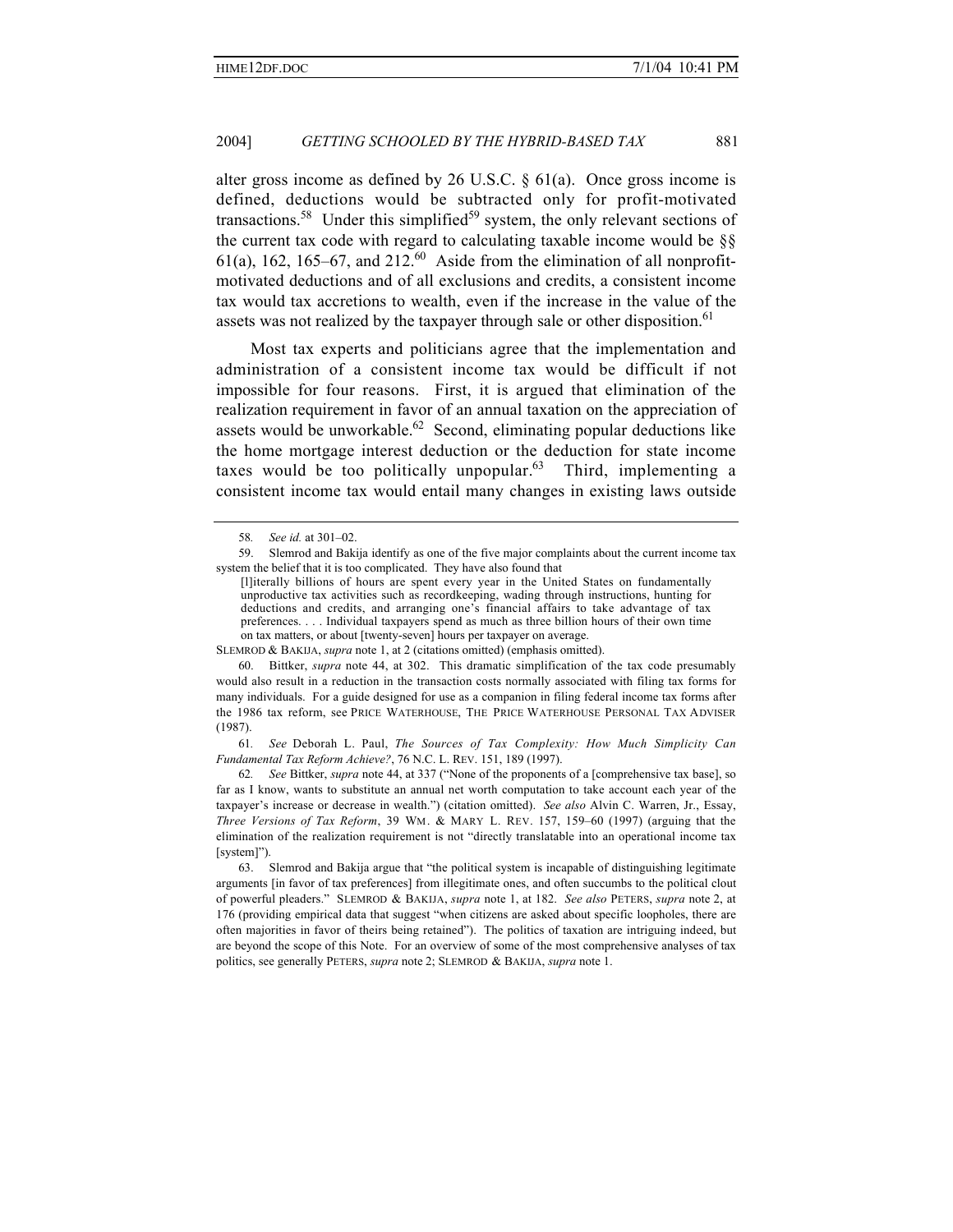alter gross income as defined by 26 U.S.C. § 61(a). Once gross income is defined, deductions would be subtracted only for profit-motivated transactions.[58] Under this simplified[59] system, the only relevant sections of the current tax code with regard to calculating taxable income would be §§ 61(a), 162, 165–67, and 212.[60] Aside from the elimination of all nonprofit-motivated deductions and of all exclusions and credits, a consistent income tax would tax accretions to wealth, even if the increase in the value of the assets was not realized by the taxpayer through sale or other disposition.[61]

Most tax experts and politicians agree that the implementation and administration of a consistent income tax would be difficult if not impossible for four reasons. First, it is argued that elimination of the realization requirement in favor of an annual taxation on the appreciation of assets would be unworkable.[62] Second, eliminating popular deductions like the home mortgage interest deduction or the deduction for state income taxes would be too politically unpopular.[63] Third, implementing a consistent income tax would entail many changes in existing laws outside

---

58. *See id.* at 301–02.

59. Slemrod and Bakija identify as one of the five major complaints about the current income tax system the belief that it is too complicated. They have also found that

> [l]iterally billions of hours are spent every year in the United States on fundamentally unproductive tax activities such as recordkeeping, wading through instructions, hunting for deductions and credits, and arranging one's financial affairs to take advantage of tax preferences. . . . Individual taxpayers spend as much as three billion hours of their own time on tax matters, or about [twenty-seven] hours per taxpayer on average.

SLEMROD & BAKIJA, *supra* note 1, at 2 (citations omitted) (emphasis omitted).

60. Bittker, *supra* note 44, at 302. This dramatic simplification of the tax code presumably would also result in a reduction in the transaction costs normally associated with filing tax forms for many individuals. For a guide designed for use as a companion in filing federal income tax forms after the 1986 tax reform, see PRICE WATERHOUSE, THE PRICE WATERHOUSE PERSONAL TAX ADVISER (1987).

61. *See* Deborah L. Paul, *The Sources of Tax Complexity: How Much Simplicity Can Fundamental Tax Reform Achieve?*, 76 N.C. L. REV. 151, 189 (1997).

62. *See* Bittker, *supra* note 44, at 337 ("None of the proponents of a [comprehensive tax base], so far as I know, wants to substitute an annual net worth computation to take account each year of the taxpayer's increase or decrease in wealth.") (citation omitted). *See also* Alvin C. Warren, Jr., Essay, *Three Versions of Tax Reform*, 39 WM. & MARY L. REV. 157, 159–60 (1997) (arguing that the elimination of the realization requirement is not "directly translatable into an operational income tax [system]").

63. Slemrod and Bakija argue that "the political system is incapable of distinguishing legitimate arguments [in favor of tax preferences] from illegitimate ones, and often succumbs to the political clout of powerful pleaders." SLEMROD & BAKIJA, *supra* note 1, at 182. *See also* PETERS, *supra* note 2, at 176 (providing empirical data that suggest "when citizens are asked about specific loopholes, there are often majorities in favor of theirs being retained"). The politics of taxation are intriguing indeed, but are beyond the scope of this Note. For an overview of some of the most comprehensive analyses of tax politics, see generally PETERS, *supra* note 2; SLEMROD & BAKIJA, *supra* note 1.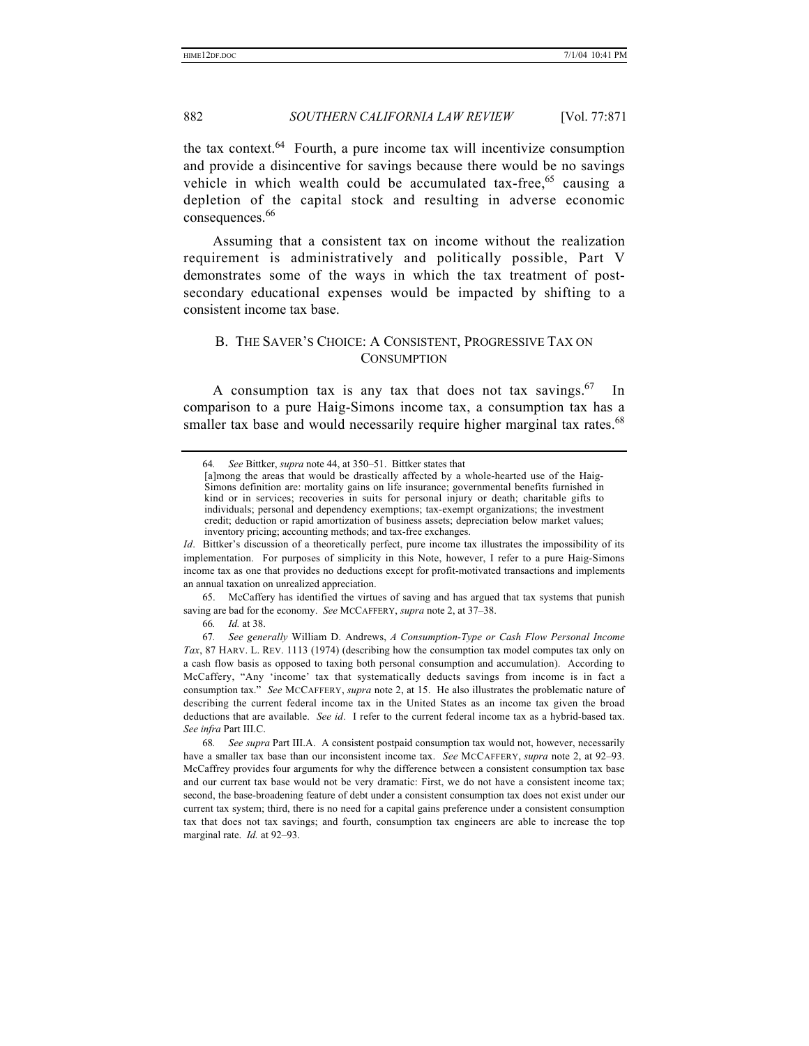the tax context.[64] Fourth, a pure income tax will incentivize consumption and provide a disincentive for savings because there would be no savings vehicle in which wealth could be accumulated tax-free,[65] causing a depletion of the capital stock and resulting in adverse economic consequences.[66]

Assuming that a consistent tax on income without the realization requirement is administratively and politically possible, Part V demonstrates some of the ways in which the tax treatment of post-secondary educational expenses would be impacted by shifting to a consistent income tax base.

### B. THE SAVER'S CHOICE: A CONSISTENT, PROGRESSIVE TAX ON CONSUMPTION

A consumption tax is any tax that does not tax savings.[67] In comparison to a pure Haig-Simons income tax, a consumption tax has a smaller tax base and would necessarily require higher marginal tax rates.[68]

---

64. *See* Bittker, *supra* note 44, at 350–51. Bittker states that

> [a]mong the areas that would be drastically affected by a whole-hearted use of the Haig-Simons definition are: mortality gains on life insurance; governmental benefits furnished in kind or in services; recoveries in suits for personal injury or death; charitable gifts to individuals; personal and dependency exemptions; tax-exempt organizations; the investment credit; deduction or rapid amortization of business assets; depreciation below market values; inventory pricing; accounting methods; and tax-free exchanges.

*Id*. Bittker's discussion of a theoretically perfect, pure income tax illustrates the impossibility of its implementation. For purposes of simplicity in this Note, however, I refer to a pure Haig-Simons income tax as one that provides no deductions except for profit-motivated transactions and implements an annual taxation on unrealized appreciation.

65. McCaffery has identified the virtues of saving and has argued that tax systems that punish saving are bad for the economy. *See* MCCAFFERY, *supra* note 2, at 37–38.

66. *Id.* at 38.

67. *See generally* William D. Andrews, *A Consumption-Type or Cash Flow Personal Income Tax*, 87 HARV. L. REV. 1113 (1974) (describing how the consumption tax model computes tax only on a cash flow basis as opposed to taxing both personal consumption and accumulation). According to McCaffery, "Any 'income' tax that systematically deducts savings from income is in fact a consumption tax." *See* MCCAFFERY, *supra* note 2, at 15. He also illustrates the problematic nature of describing the current federal income tax in the United States as an income tax given the broad deductions that are available. *See id*. I refer to the current federal income tax as a hybrid-based tax. *See infra* Part III.C.

68. *See supra* Part III.A. A consistent postpaid consumption tax would not, however, necessarily have a smaller tax base than our inconsistent income tax. *See* MCCAFFERY, *supra* note 2, at 92–93. McCaffrey provides four arguments for why the difference between a consistent consumption tax base and our current tax base would not be very dramatic: First, we do not have a consistent income tax; second, the base-broadening feature of debt under a consistent consumption tax does not exist under our current tax system; third, there is no need for a capital gains preference under a consistent consumption tax that does not tax savings; and fourth, consumption tax engineers are able to increase the top marginal rate. *Id.* at 92–93.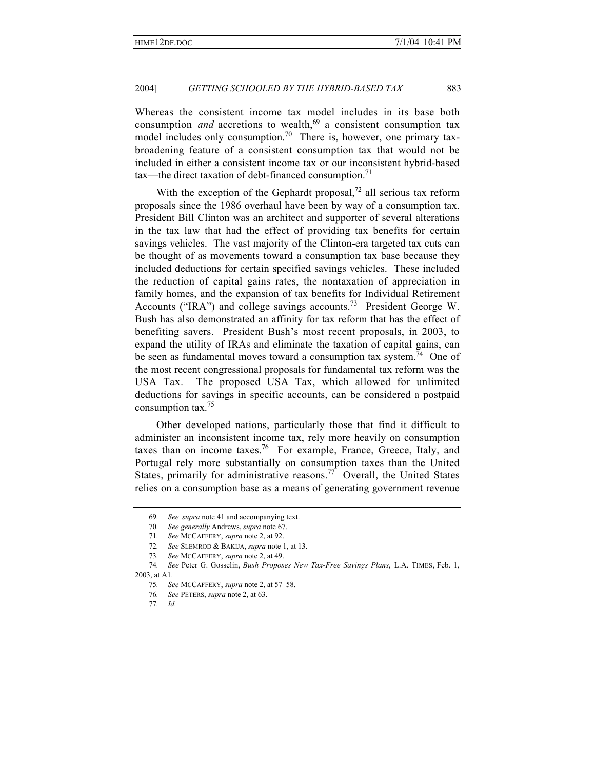Whereas the consistent income tax model includes in its base both consumption *and* accretions to wealth,[69] a consistent consumption tax model includes only consumption.[70] There is, however, one primary tax-broadening feature of a consistent consumption tax that would not be included in either a consistent income tax or our inconsistent hybrid-based tax—the direct taxation of debt-financed consumption.[71]

With the exception of the Gephardt proposal,[72] all serious tax reform proposals since the 1986 overhaul have been by way of a consumption tax. President Bill Clinton was an architect and supporter of several alterations in the tax law that had the effect of providing tax benefits for certain savings vehicles. The vast majority of the Clinton-era targeted tax cuts can be thought of as movements toward a consumption tax base because they included deductions for certain specified savings vehicles. These included the reduction of capital gains rates, the nontaxation of appreciation in family homes, and the expansion of tax benefits for Individual Retirement Accounts ("IRA") and college savings accounts.[73] President George W. Bush has also demonstrated an affinity for tax reform that has the effect of benefiting savers. President Bush's most recent proposals, in 2003, to expand the utility of IRAs and eliminate the taxation of capital gains, can be seen as fundamental moves toward a consumption tax system.[74] One of the most recent congressional proposals for fundamental tax reform was the USA Tax. The proposed USA Tax, which allowed for unlimited deductions for savings in specific accounts, can be considered a postpaid consumption tax.[75]

Other developed nations, particularly those that find it difficult to administer an inconsistent income tax, rely more heavily on consumption taxes than on income taxes.[76] For example, France, Greece, Italy, and Portugal rely more substantially on consumption taxes than the United States, primarily for administrative reasons.[77] Overall, the United States relies on a consumption base as a means of generating government revenue

---

69. *See supra* note 41 and accompanying text.

70. *See generally* Andrews, *supra* note 67.

71. *See* MCCAFFERY, *supra* note 2, at 92.

72. *See* SLEMROD & BAKIJA, *supra* note 1, at 13.

73. *See* MCCAFFERY, *supra* note 2, at 49.

74. *See* Peter G. Gosselin, *Bush Proposes New Tax-Free Savings Plans*, L.A. TIMES, Feb. 1, 2003, at A1.

75. *See* MCCAFFERY, *supra* note 2, at 57–58.

76. *See* PETERS, *supra* note 2, at 63.

77. *Id.*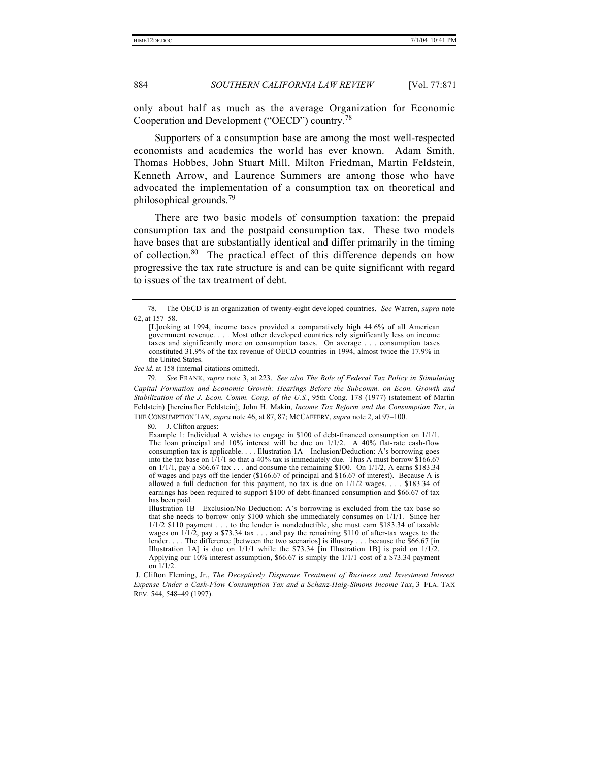only about half as much as the average Organization for Economic Cooperation and Development ("OECD") country.[78]

Supporters of a consumption base are among the most well-respected economists and academics the world has ever known. Adam Smith, Thomas Hobbes, John Stuart Mill, Milton Friedman, Martin Feldstein, Kenneth Arrow, and Laurence Summers are among those who have advocated the implementation of a consumption tax on theoretical and philosophical grounds.[79]

There are two basic models of consumption taxation: the prepaid consumption tax and the postpaid consumption tax. These two models have bases that are substantially identical and differ primarily in the timing of collection.[80] The practical effect of this difference depends on how progressive the tax rate structure is and can be quite significant with regard to issues of the tax treatment of debt.

---

78. The OECD is an organization of twenty-eight developed countries. *See* Warren, *supra* note 62, at 157–58.

> [L]ooking at 1994, income taxes provided a comparatively high 44.6% of all American government revenue. . . . Most other developed countries rely significantly less on income taxes and significantly more on consumption taxes. On average . . . consumption taxes constituted 31.9% of the tax revenue of OECD countries in 1994, almost twice the 17.9% in the United States.

*See id.* at 158 (internal citations omitted).

79. *See* FRANK, *supra* note 3, at 223. *See also The Role of Federal Tax Policy in Stimulating Capital Formation and Economic Growth: Hearings Before the Subcomm. on Econ. Growth and Stabilization of the J. Econ. Comm. Cong. of the U.S.*, 95th Cong. 178 (1977) (statement of Martin Feldstein) [hereinafter Feldstein]; John H. Makin, *Income Tax Reform and the Consumption Tax*, *in* THE CONSUMPTION TAX, *supra* note 46, at 87, 87; MCCAFFERY, *supra* note 2, at 97–100.

80. J. Clifton argues:

> Example 1: Individual A wishes to engage in $100 of debt-financed consumption on 1/1/1. The loan principal and 10% interest will be due on 1/1/2. A 40% flat-rate cash-flow consumption tax is applicable. . . . Illustration 1A—Inclusion/Deduction: A's borrowing goes into the tax base on 1/1/1 so that a 40% tax is immediately due. Thus A must borrow $166.67 on 1/1/1, pay a $66.67 tax . . . and consume the remaining $100. On 1/1/2, A earns $183.34 of wages and pays off the lender ($166.67 of principal and $16.67 of interest). Because A is allowed a full deduction for this payment, no tax is due on 1/1/2 wages. . . . $183.34 of earnings has been required to support $100 of debt-financed consumption and $66.67 of tax has been paid.
>
> Illustration 1B—Exclusion/No Deduction: A's borrowing is excluded from the tax base so that she needs to borrow only $100 which she immediately consumes on 1/1/1. Since her 1/1/2 $110 payment . . . to the lender is nondeductible, she must earn $183.34 of taxable wages on 1/1/2, pay a $73.34 tax . . . and pay the remaining $110 of after-tax wages to the lender. . . . The difference [between the two scenarios] is illusory . . . because the $66.67 [in Illustration 1A] is due on 1/1/1 while the $73.34 [in Illustration 1B] is paid on 1/1/2. Applying our 10% interest assumption, $66.67 is simply the 1/1/1 cost of a $73.34 payment on 1/1/2.

J. Clifton Fleming, Jr., *The Deceptively Disparate Treatment of Business and Investment Interest Expense Under a Cash-Flow Consumption Tax and a Schanz-Haig-Simons Income Tax*, 3 FLA. TAX REV. 544, 548–49 (1997).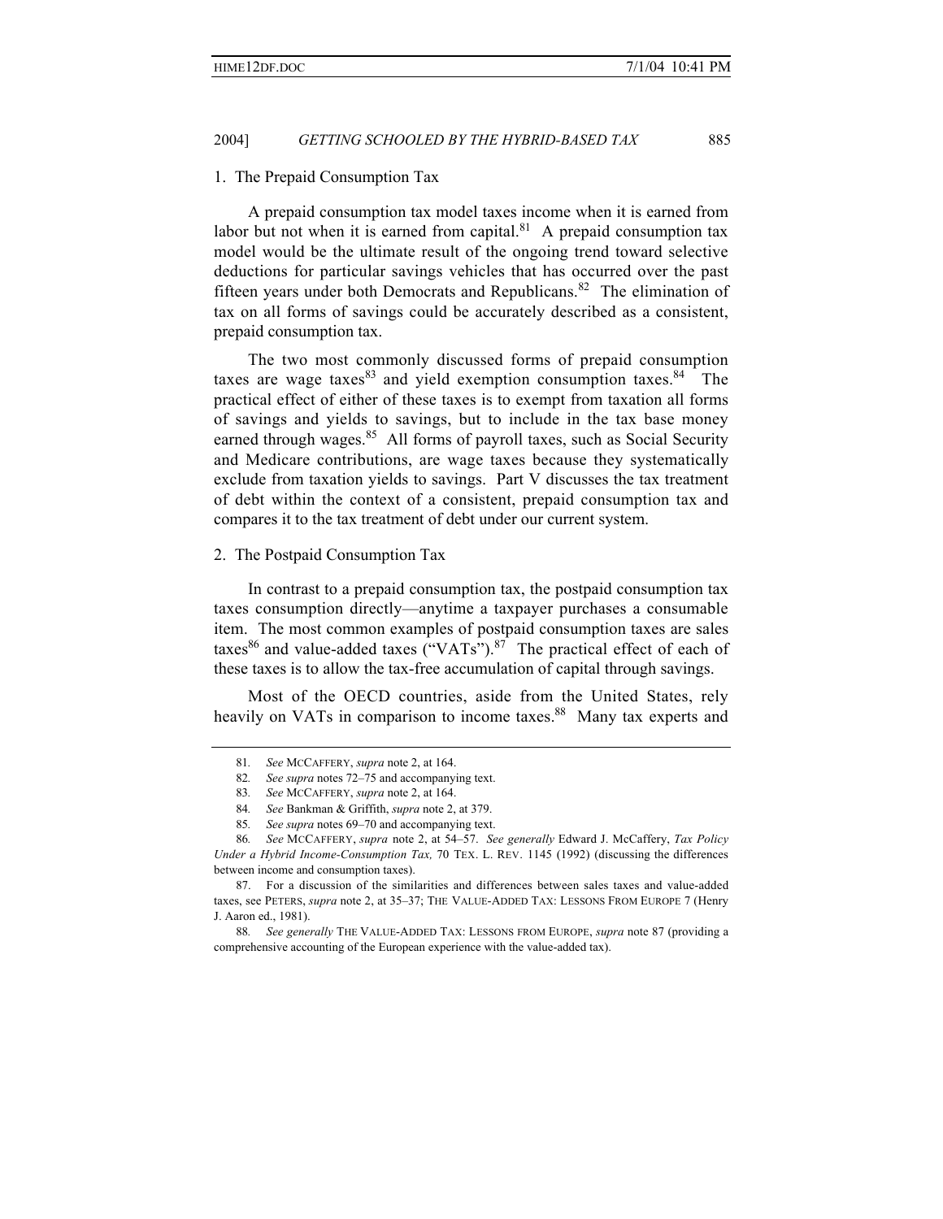### 1. The Prepaid Consumption Tax

A prepaid consumption tax model taxes income when it is earned from labor but not when it is earned from capital.[81] A prepaid consumption tax model would be the ultimate result of the ongoing trend toward selective deductions for particular savings vehicles that has occurred over the past fifteen years under both Democrats and Republicans.[82] The elimination of tax on all forms of savings could be accurately described as a consistent, prepaid consumption tax.

The two most commonly discussed forms of prepaid consumption taxes are wage taxes[83] and yield exemption consumption taxes.[84] The practical effect of either of these taxes is to exempt from taxation all forms of savings and yields to savings, but to include in the tax base money earned through wages.[85] All forms of payroll taxes, such as Social Security and Medicare contributions, are wage taxes because they systematically exclude from taxation yields to savings. Part V discusses the tax treatment of debt within the context of a consistent, prepaid consumption tax and compares it to the tax treatment of debt under our current system.

### 2. The Postpaid Consumption Tax

In contrast to a prepaid consumption tax, the postpaid consumption tax taxes consumption directly—anytime a taxpayer purchases a consumable item. The most common examples of postpaid consumption taxes are sales taxes[86] and value-added taxes ("VATs").[87] The practical effect of each of these taxes is to allow the tax-free accumulation of capital through savings.

Most of the OECD countries, aside from the United States, rely heavily on VATs in comparison to income taxes.[88] Many tax experts and

---

81. *See* MCCAFFERY, *supra* note 2, at 164.

82. *See supra* notes 72–75 and accompanying text.

83. *See* MCCAFFERY, *supra* note 2, at 164.

84. *See* Bankman & Griffith, *supra* note 2, at 379.

85. *See supra* notes 69–70 and accompanying text.

86. *See* MCCAFFERY, *supra* note 2, at 54–57. *See generally* Edward J. McCaffery, *Tax Policy Under a Hybrid Income-Consumption Tax,* 70 TEX. L. REV. 1145 (1992) (discussing the differences between income and consumption taxes).

87. For a discussion of the similarities and differences between sales taxes and value-added taxes, see PETERS, *supra* note 2, at 35–37; THE VALUE-ADDED TAX: LESSONS FROM EUROPE 7 (Henry J. Aaron ed., 1981).

88. *See generally* THE VALUE-ADDED TAX: LESSONS FROM EUROPE, *supra* note 87 (providing a comprehensive accounting of the European experience with the value-added tax).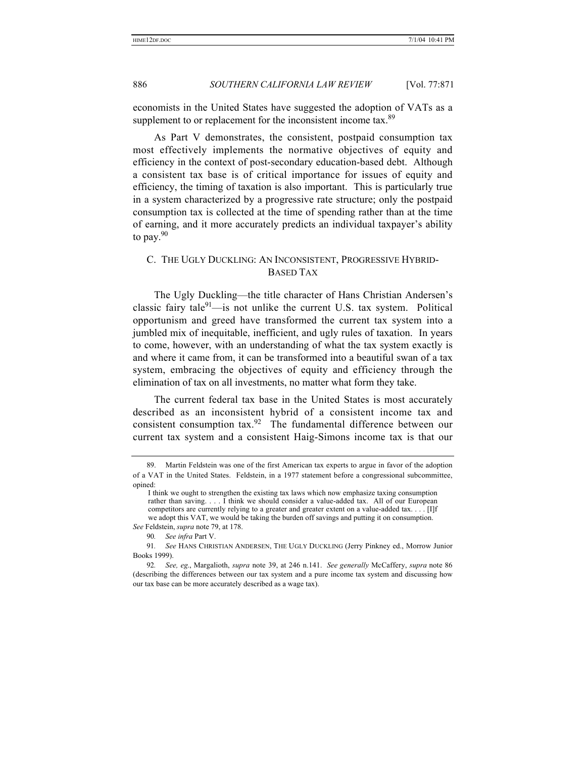economists in the United States have suggested the adoption of VATs as a supplement to or replacement for the inconsistent income tax.[89]

As Part V demonstrates, the consistent, postpaid consumption tax most effectively implements the normative objectives of equity and efficiency in the context of post-secondary education-based debt. Although a consistent tax base is of critical importance for issues of equity and efficiency, the timing of taxation is also important. This is particularly true in a system characterized by a progressive rate structure; only the postpaid consumption tax is collected at the time of spending rather than at the time of earning, and it more accurately predicts an individual taxpayer's ability to pay.[90]

### C. The Ugly Duckling: An Inconsistent, Progressive Hybrid-Based Tax

The Ugly Duckling—the title character of Hans Christian Andersen's classic fairy tale[91]—is not unlike the current U.S. tax system. Political opportunism and greed have transformed the current tax system into a jumbled mix of inequitable, inefficient, and ugly rules of taxation. In years to come, however, with an understanding of what the tax system exactly is and where it came from, it can be transformed into a beautiful swan of a tax system, embracing the objectives of equity and efficiency through the elimination of tax on all investments, no matter what form they take.

The current federal tax base in the United States is most accurately described as an inconsistent hybrid of a consistent income tax and consistent consumption tax.[92] The fundamental difference between our current tax system and a consistent Haig-Simons income tax is that our

---

89. Martin Feldstein was one of the first American tax experts to argue in favor of the adoption of a VAT in the United States. Feldstein, in a 1977 statement before a congressional subcommittee, opined:

> I think we ought to strengthen the existing tax laws which now emphasize taxing consumption rather than saving. . . . I think we should consider a value-added tax. All of our European competitors are currently relying to a greater and greater extent on a value-added tax. . . . [I]f we adopt this VAT, we would be taking the burden off savings and putting it on consumption.

*See* Feldstein, *supra* note 79, at 178.

90. *See infra* Part V.

91. *See* Hans Christian Andersen, The Ugly Duckling (Jerry Pinkney ed., Morrow Junior Books 1999).

92. *See, eg.*, Margalioth, *supra* note 39, at 246 n.141. *See generally* McCaffery, *supra* note 86 (describing the differences between our tax system and a pure income tax system and discussing how our tax base can be more accurately described as a wage tax).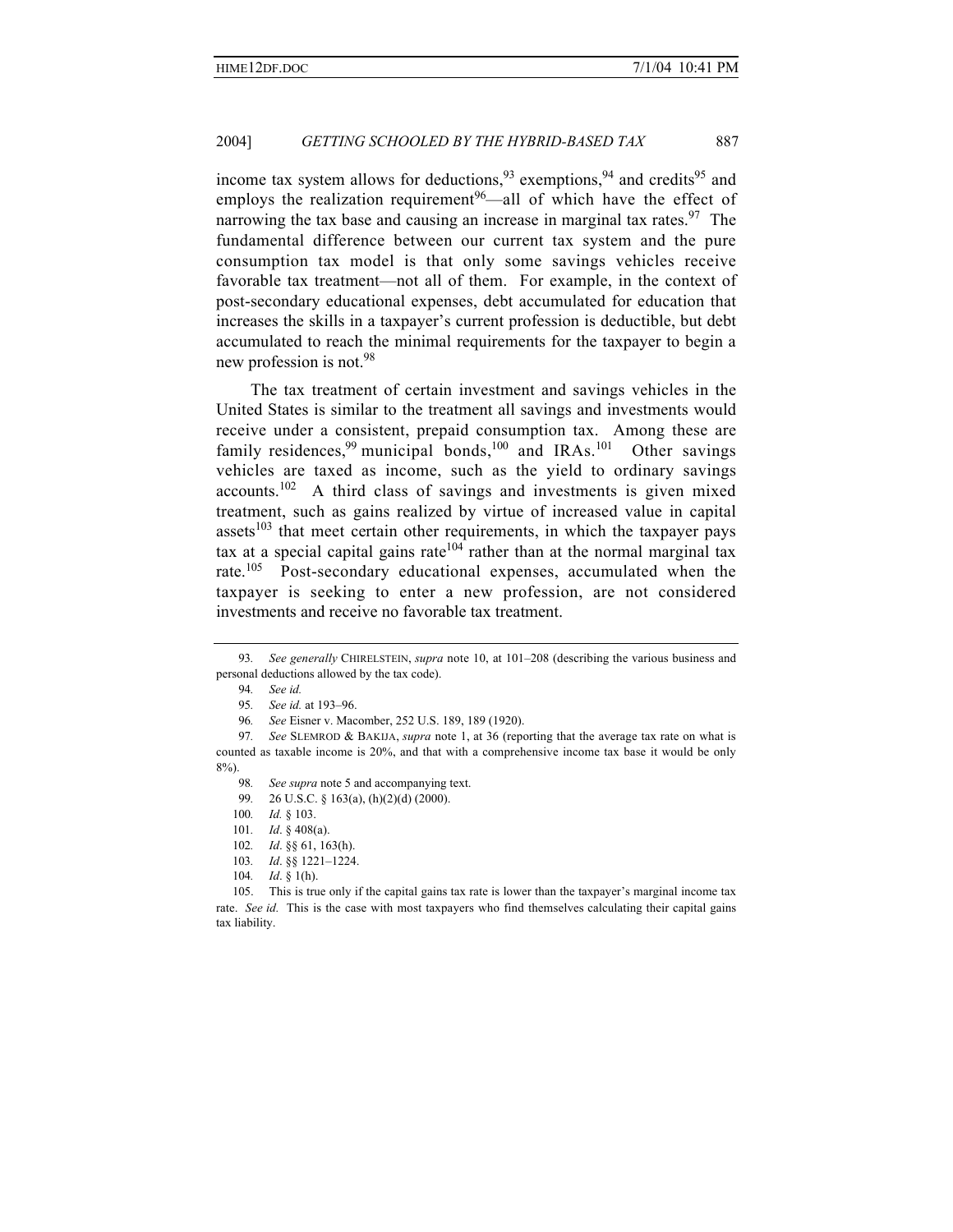income tax system allows for deductions,[93] exemptions,[94] and credits[95] and employs the realization requirement[96]—all of which have the effect of narrowing the tax base and causing an increase in marginal tax rates.[97] The fundamental difference between our current tax system and the pure consumption tax model is that only some savings vehicles receive favorable tax treatment—not all of them. For example, in the context of post-secondary educational expenses, debt accumulated for education that increases the skills in a taxpayer's current profession is deductible, but debt accumulated to reach the minimal requirements for the taxpayer to begin a new profession is not.[98]

The tax treatment of certain investment and savings vehicles in the United States is similar to the treatment all savings and investments would receive under a consistent, prepaid consumption tax. Among these are family residences,[99] municipal bonds,[100] and IRAs.[101] Other savings vehicles are taxed as income, such as the yield to ordinary savings accounts.[102] A third class of savings and investments is given mixed treatment, such as gains realized by virtue of increased value in capital assets[103] that meet certain other requirements, in which the taxpayer pays tax at a special capital gains rate[104] rather than at the normal marginal tax rate.[105] Post-secondary educational expenses, accumulated when the taxpayer is seeking to enter a new profession, are not considered investments and receive no favorable tax treatment.

---

93. *See generally* CHIRELSTEIN, *supra* note 10, at 101–208 (describing the various business and personal deductions allowed by the tax code).

94. *See id.*

95. *See id.* at 193–96.

96. *See* Eisner v. Macomber, 252 U.S. 189, 189 (1920).

97. *See* SLEMROD & BAKIJA, *supra* note 1, at 36 (reporting that the average tax rate on what is counted as taxable income is 20%, and that with a comprehensive income tax base it would be only 8%).

98. *See supra* note 5 and accompanying text.

99. 26 U.S.C. § 163(a), (h)(2)(d) (2000).

100. *Id.* § 103.

101. *Id*. § 408(a).

102. *Id*. §§ 61, 163(h).

103. *Id*. §§ 1221–1224.

104. *Id.* § 1(h).

105. This is true only if the capital gains tax rate is lower than the taxpayer's marginal income tax rate. *See id.* This is the case with most taxpayers who find themselves calculating their capital gains tax liability.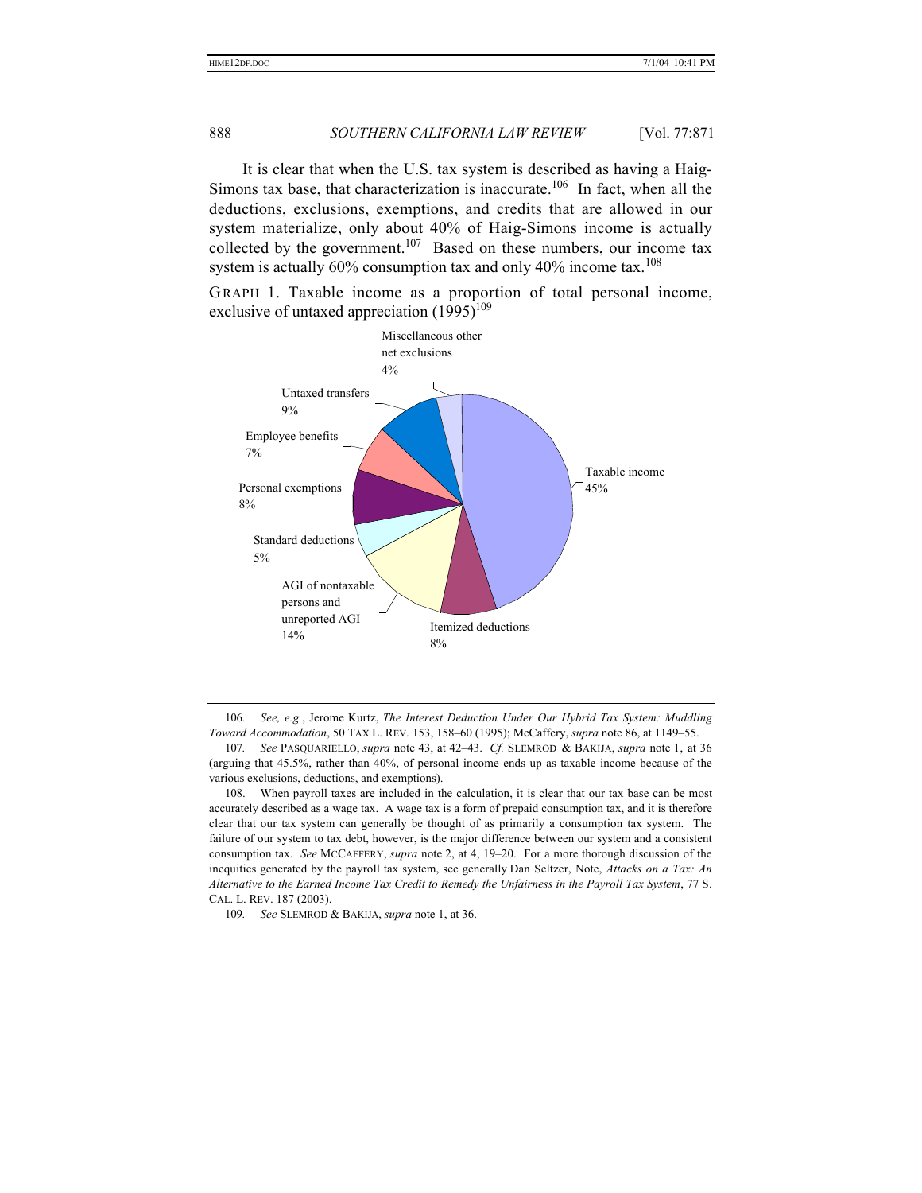It is clear that when the U.S. tax system is described as having a Haig-Simons tax base, that characterization is inaccurate.[106] In fact, when all the deductions, exclusions, exemptions, and credits that are allowed in our system materialize, only about 40% of Haig-Simons income is actually collected by the government.[107] Based on these numbers, our income tax system is actually 60% consumption tax and only 40% income tax.[108]

GRAPH 1. Taxable income as a proportion of total personal income, exclusive of untaxed appreciation (1995)[109]

| Category | Share |
|---|---|
| Taxable income | 45% |
| Itemized deductions | 8% |
| AGI of nontaxable persons and unreported AGI | 14% |
| Standard deductions | 5% |
| Personal exemptions | 8% |
| Employee benefits | 7% |
| Untaxed transfers | 9% |
| Miscellaneous other net exclusions | 4% |

---

106. *See, e.g.*, Jerome Kurtz, *The Interest Deduction Under Our Hybrid Tax System: Muddling Toward Accommodation*, 50 TAX L. REV. 153, 158–60 (1995); McCaffery, *supra* note 86, at 1149–55.

107. *See* PASQUARIELLO, *supra* note 43, at 42–43. *Cf.* SLEMROD & BAKIJA, *supra* note 1, at 36 (arguing that 45.5%, rather than 40%, of personal income ends up as taxable income because of the various exclusions, deductions, and exemptions).

108. When payroll taxes are included in the calculation, it is clear that our tax base can be most accurately described as a wage tax. A wage tax is a form of prepaid consumption tax, and it is therefore clear that our tax system can generally be thought of as primarily a consumption tax system. The failure of our system to tax debt, however, is the major difference between our system and a consistent consumption tax. *See* MCCAFFERY, *supra* note 2, at 4, 19–20. For a more thorough discussion of the inequities generated by the payroll tax system, see generally Dan Seltzer, Note, *Attacks on a Tax: An Alternative to the Earned Income Tax Credit to Remedy the Unfairness in the Payroll Tax System*, 77 S. CAL. L. REV. 187 (2003).

109. *See* SLEMROD & BAKIJA, *supra* note 1, at 36.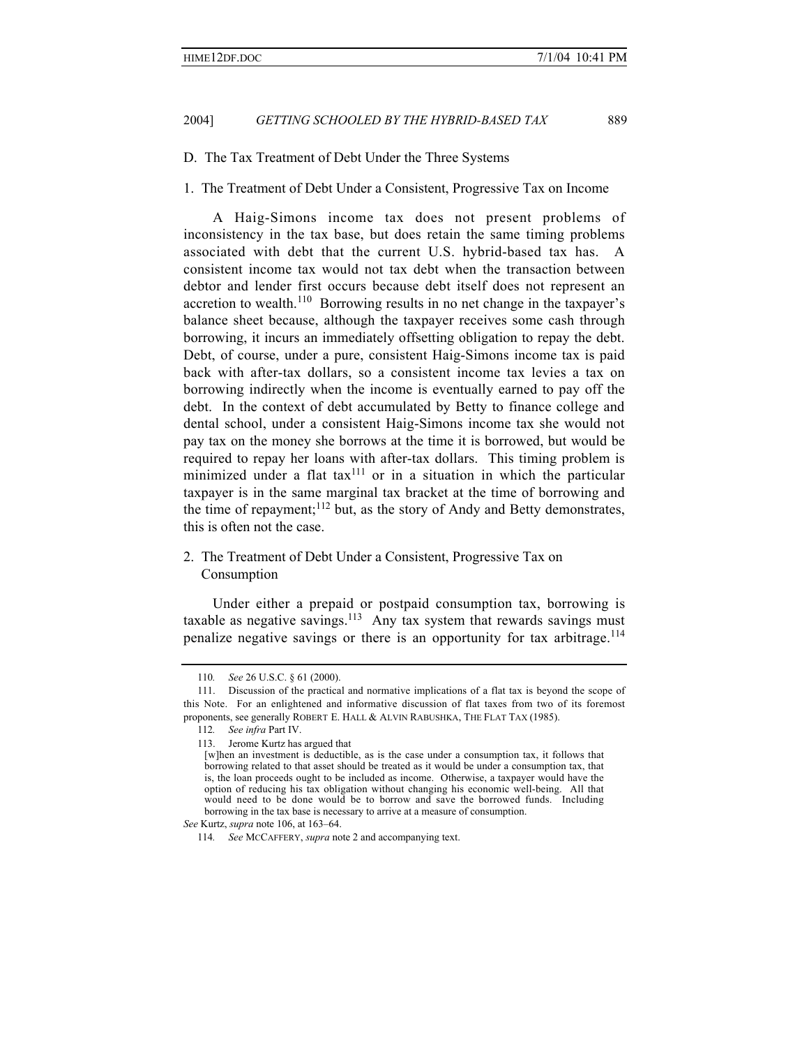### D. The Tax Treatment of Debt Under the Three Systems

#### 1. The Treatment of Debt Under a Consistent, Progressive Tax on Income

A Haig-Simons income tax does not present problems of inconsistency in the tax base, but does retain the same timing problems associated with debt that the current U.S. hybrid-based tax has. A consistent income tax would not tax debt when the transaction between debtor and lender first occurs because debt itself does not represent an accretion to wealth.[110] Borrowing results in no net change in the taxpayer's balance sheet because, although the taxpayer receives some cash through borrowing, it incurs an immediately offsetting obligation to repay the debt. Debt, of course, under a pure, consistent Haig-Simons income tax is paid back with after-tax dollars, so a consistent income tax levies a tax on borrowing indirectly when the income is eventually earned to pay off the debt. In the context of debt accumulated by Betty to finance college and dental school, under a consistent Haig-Simons income tax she would not pay tax on the money she borrows at the time it is borrowed, but would be required to repay her loans with after-tax dollars. This timing problem is minimized under a flat tax[111] or in a situation in which the particular taxpayer is in the same marginal tax bracket at the time of borrowing and the time of repayment;[112] but, as the story of Andy and Betty demonstrates, this is often not the case.

#### 2. The Treatment of Debt Under a Consistent, Progressive Tax on Consumption

Under either a prepaid or postpaid consumption tax, borrowing is taxable as negative savings.[113] Any tax system that rewards savings must penalize negative savings or there is an opportunity for tax arbitrage.[114]

---

110. *See* 26 U.S.C. § 61 (2000).

111. Discussion of the practical and normative implications of a flat tax is beyond the scope of this Note. For an enlightened and informative discussion of flat taxes from two of its foremost proponents, see generally ROBERT E. HALL & ALVIN RABUSHKA, THE FLAT TAX (1985).

112. *See infra* Part IV.

113. Jerome Kurtz has argued that

> [w]hen an investment is deductible, as is the case under a consumption tax, it follows that borrowing related to that asset should be treated as it would be under a consumption tax, that is, the loan proceeds ought to be included as income. Otherwise, a taxpayer would have the option of reducing his tax obligation without changing his economic well-being. All that would need to be done would be to borrow and save the borrowed funds. Including borrowing in the tax base is necessary to arrive at a measure of consumption.

*See* Kurtz, *supra* note 106, at 163–64.

114. *See* MCCAFFERY, *supra* note 2 and accompanying text.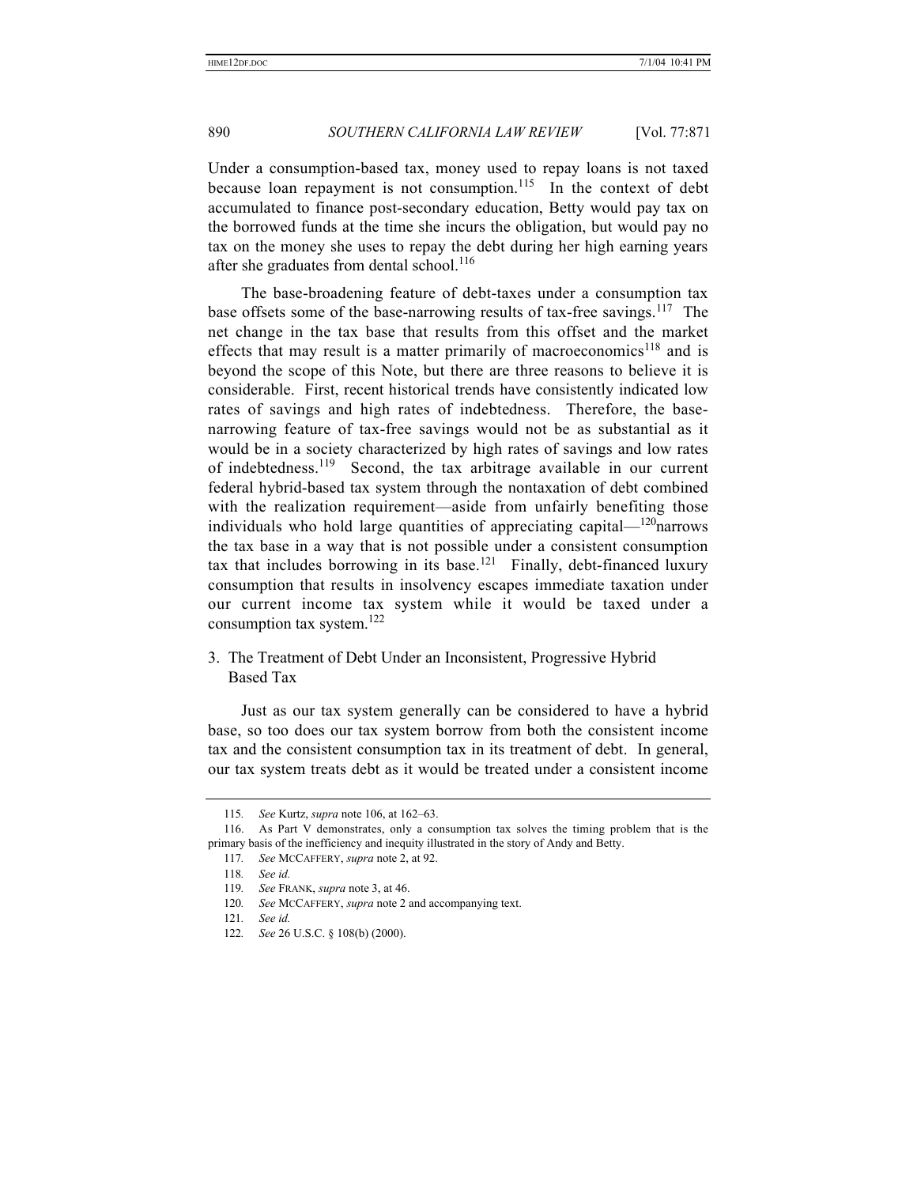Under a consumption-based tax, money used to repay loans is not taxed because loan repayment is not consumption.[115] In the context of debt accumulated to finance post-secondary education, Betty would pay tax on the borrowed funds at the time she incurs the obligation, but would pay no tax on the money she uses to repay the debt during her high earning years after she graduates from dental school.[116]

The base-broadening feature of debt-taxes under a consumption tax base offsets some of the base-narrowing results of tax-free savings.[117] The net change in the tax base that results from this offset and the market effects that may result is a matter primarily of macroeconomics[118] and is beyond the scope of this Note, but there are three reasons to believe it is considerable. First, recent historical trends have consistently indicated low rates of savings and high rates of indebtedness. Therefore, the base-narrowing feature of tax-free savings would not be as substantial as it would be in a society characterized by high rates of savings and low rates of indebtedness.[119] Second, the tax arbitrage available in our current federal hybrid-based tax system through the nontaxation of debt combined with the realization requirement—aside from unfairly benefiting those individuals who hold large quantities of appreciating capital—[120]narrows the tax base in a way that is not possible under a consistent consumption tax that includes borrowing in its base.[121] Finally, debt-financed luxury consumption that results in insolvency escapes immediate taxation under our current income tax system while it would be taxed under a consumption tax system.[122]

### 3. The Treatment of Debt Under an Inconsistent, Progressive Hybrid Based Tax

Just as our tax system generally can be considered to have a hybrid base, so too does our tax system borrow from both the consistent income tax and the consistent consumption tax in its treatment of debt. In general, our tax system treats debt as it would be treated under a consistent income

---

115. *See* Kurtz, *supra* note 106, at 162–63.

116. As Part V demonstrates, only a consumption tax solves the timing problem that is the primary basis of the inefficiency and inequity illustrated in the story of Andy and Betty.

117. *See* MCCAFFERY, *supra* note 2, at 92.

118. *See id.*

119. *See* FRANK, *supra* note 3, at 46.

120. *See* MCCAFFERY, *supra* note 2 and accompanying text.

121. *See id.*

122. *See* 26 U.S.C. § 108(b) (2000).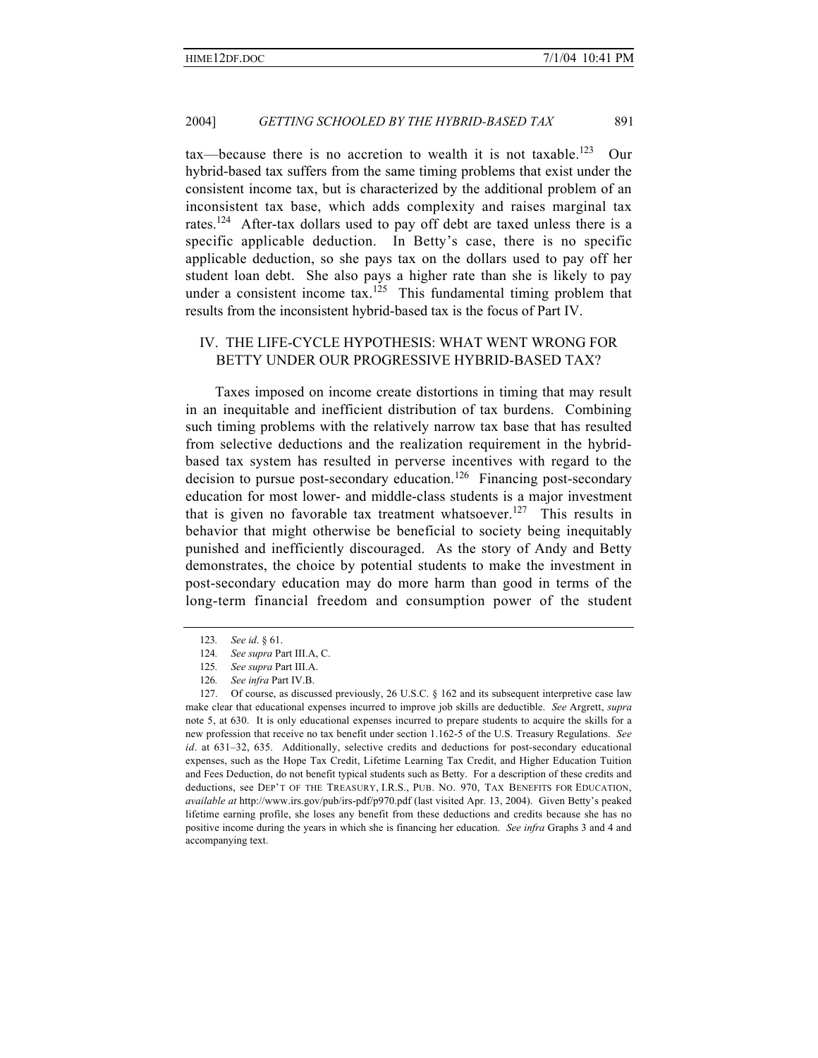tax—because there is no accretion to wealth it is not taxable.[123] Our hybrid-based tax suffers from the same timing problems that exist under the consistent income tax, but is characterized by the additional problem of an inconsistent tax base, which adds complexity and raises marginal tax rates.[124] After-tax dollars used to pay off debt are taxed unless there is a specific applicable deduction. In Betty's case, there is no specific applicable deduction, so she pays tax on the dollars used to pay off her student loan debt. She also pays a higher rate than she is likely to pay under a consistent income tax.[125] This fundamental timing problem that results from the inconsistent hybrid-based tax is the focus of Part IV.

## IV. THE LIFE-CYCLE HYPOTHESIS: WHAT WENT WRONG FOR BETTY UNDER OUR PROGRESSIVE HYBRID-BASED TAX?

Taxes imposed on income create distortions in timing that may result in an inequitable and inefficient distribution of tax burdens. Combining such timing problems with the relatively narrow tax base that has resulted from selective deductions and the realization requirement in the hybrid-based tax system has resulted in perverse incentives with regard to the decision to pursue post-secondary education.[126] Financing post-secondary education for most lower- and middle-class students is a major investment that is given no favorable tax treatment whatsoever.[127] This results in behavior that might otherwise be beneficial to society being inequitably punished and inefficiently discouraged. As the story of Andy and Betty demonstrates, the choice by potential students to make the investment in post-secondary education may do more harm than good in terms of the long-term financial freedom and consumption power of the student

---

123. *See id*. § 61.

124. *See supra* Part III.A, C.

125. *See supra* Part III.A.

126. *See infra* Part IV.B.

127. Of course, as discussed previously, 26 U.S.C. § 162 and its subsequent interpretive case law make clear that educational expenses incurred to improve job skills are deductible. *See* Argrett, *supra* note 5, at 630. It is only educational expenses incurred to prepare students to acquire the skills for a new profession that receive no tax benefit under section 1.162-5 of the U.S. Treasury Regulations. *See id*. at 631–32, 635. Additionally, selective credits and deductions for post-secondary educational expenses, such as the Hope Tax Credit, Lifetime Learning Tax Credit, and Higher Education Tuition and Fees Deduction, do not benefit typical students such as Betty. For a description of these credits and deductions, see DEP'T OF THE TREASURY, I.R.S., PUB. NO. 970, TAX BENEFITS FOR EDUCATION, *available at* http://www.irs.gov/pub/irs-pdf/p970.pdf (last visited Apr. 13, 2004). Given Betty's peaked lifetime earning profile, she loses any benefit from these deductions and credits because she has no positive income during the years in which she is financing her education. *See infra* Graphs 3 and 4 and accompanying text.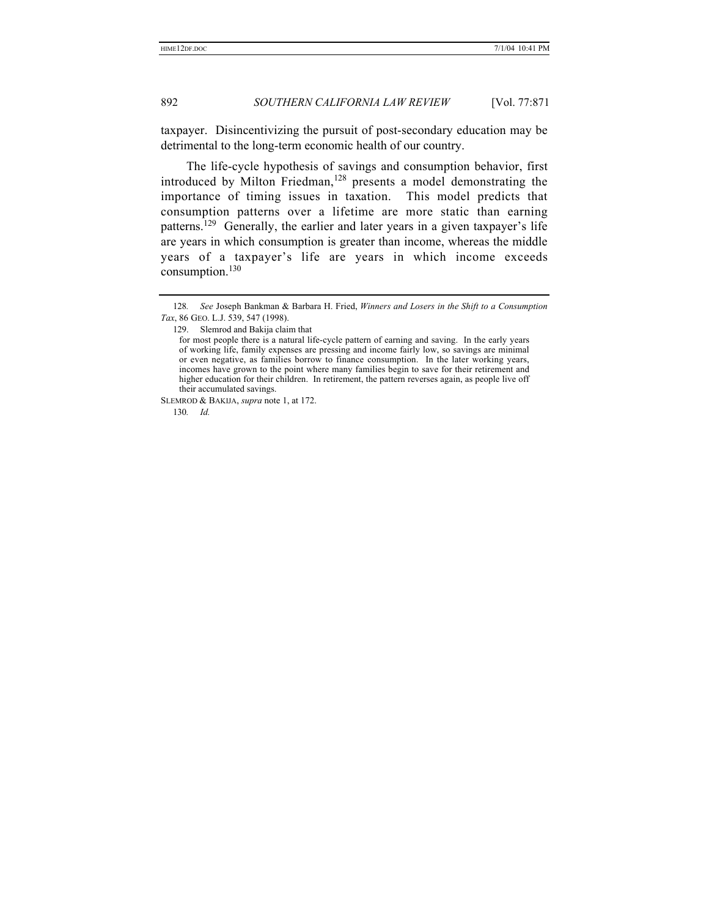taxpayer. Disincentivizing the pursuit of post-secondary education may be detrimental to the long-term economic health of our country.

The life-cycle hypothesis of savings and consumption behavior, first introduced by Milton Friedman,[128] presents a model demonstrating the importance of timing issues in taxation. This model predicts that consumption patterns over a lifetime are more static than earning patterns.[129] Generally, the earlier and later years in a given taxpayer's life are years in which consumption is greater than income, whereas the middle years of a taxpayer's life are years in which income exceeds consumption.[130]

---

128. *See* Joseph Bankman & Barbara H. Fried, *Winners and Losers in the Shift to a Consumption Tax*, 86 GEO. L.J. 539, 547 (1998).

129. Slemrod and Bakija claim that

> for most people there is a natural life-cycle pattern of earning and saving. In the early years of working life, family expenses are pressing and income fairly low, so savings are minimal or even negative, as families borrow to finance consumption. In the later working years, incomes have grown to the point where many families begin to save for their retirement and higher education for their children. In retirement, the pattern reverses again, as people live off their accumulated savings.

SLEMROD & BAKIJA, *supra* note 1, at 172.

130. *Id.*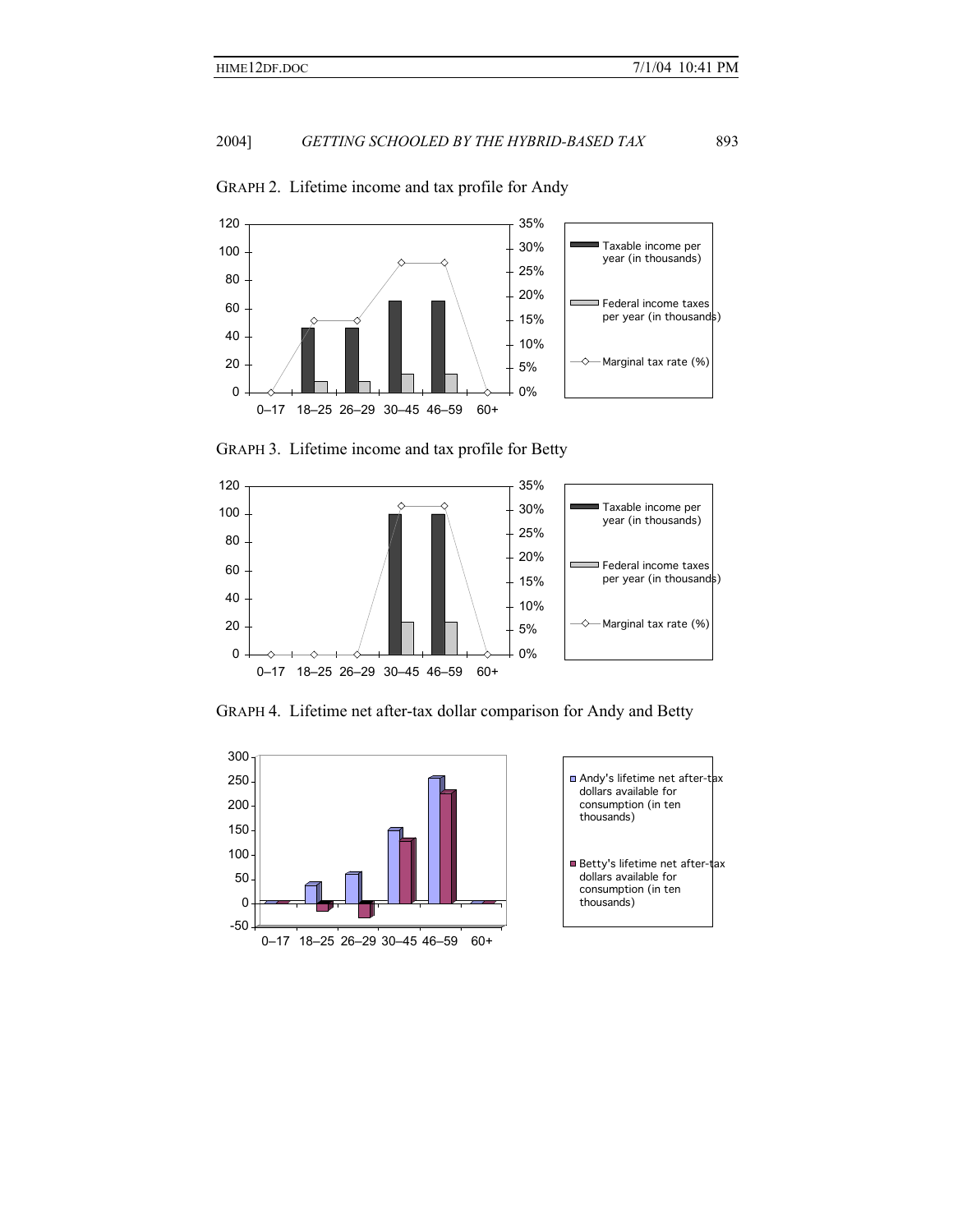GRAPH 2. Lifetime income and tax profile for Andy

GRAPH 3. Lifetime income and tax profile for Betty

GRAPH 4. Lifetime net after-tax dollar comparison for Andy and Betty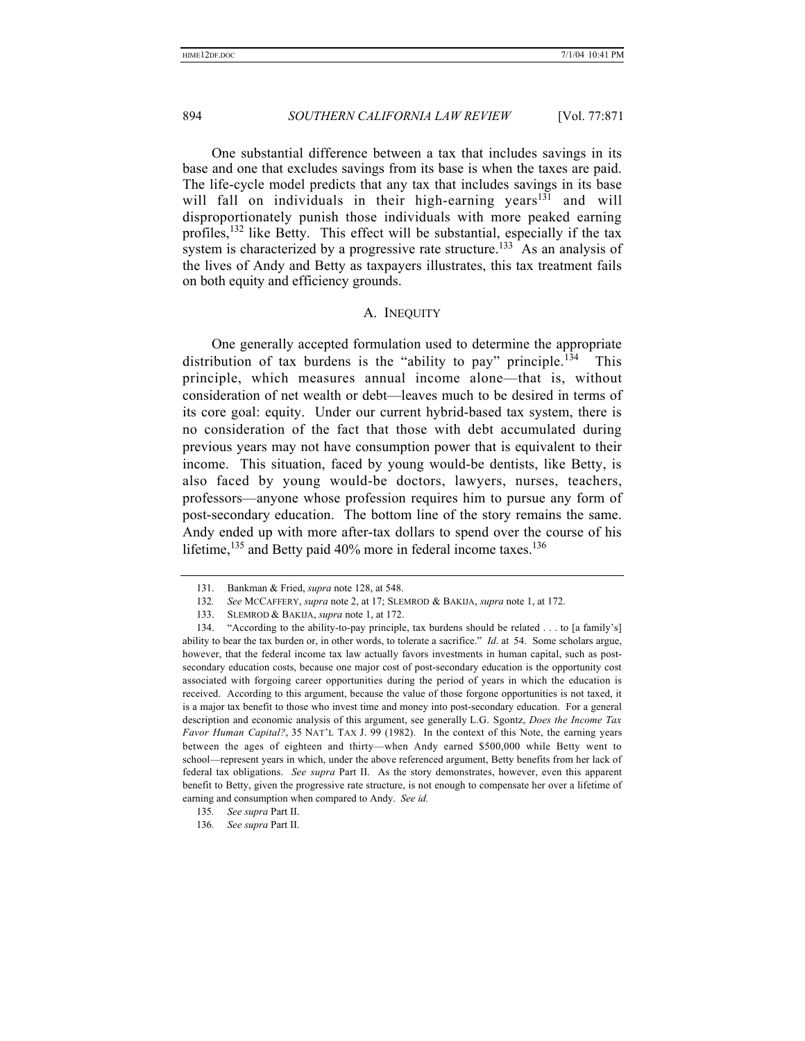One substantial difference between a tax that includes savings in its base and one that excludes savings from its base is when the taxes are paid. The life-cycle model predicts that any tax that includes savings in its base will fall on individuals in their high-earning years[131] and will disproportionately punish those individuals with more peaked earning profiles,[132] like Betty. This effect will be substantial, especially if the tax system is characterized by a progressive rate structure.[133] As an analysis of the lives of Andy and Betty as taxpayers illustrates, this tax treatment fails on both equity and efficiency grounds.

### A. INEQUITY

One generally accepted formulation used to determine the appropriate distribution of tax burdens is the "ability to pay" principle.[134] This principle, which measures annual income alone—that is, without consideration of net wealth or debt—leaves much to be desired in terms of its core goal: equity. Under our current hybrid-based tax system, there is no consideration of the fact that those with debt accumulated during previous years may not have consumption power that is equivalent to their income. This situation, faced by young would-be dentists, like Betty, is also faced by young would-be doctors, lawyers, nurses, teachers, professors—anyone whose profession requires him to pursue any form of post-secondary education. The bottom line of the story remains the same. Andy ended up with more after-tax dollars to spend over the course of his lifetime,[135] and Betty paid 40% more in federal income taxes.[136]

---

131. Bankman & Fried, *supra* note 128, at 548.

132. *See* MCCAFFERY, *supra* note 2, at 17; SLEMROD & BAKIJA, *supra* note 1, at 172.

133. SLEMROD & BAKIJA, *supra* note 1, at 172.

134. "According to the ability-to-pay principle, tax burdens should be related . . . to [a family's] ability to bear the tax burden or, in other words, to tolerate a sacrifice." *Id*. at 54. Some scholars argue, however, that the federal income tax law actually favors investments in human capital, such as post-secondary education costs, because one major cost of post-secondary education is the opportunity cost associated with forgoing career opportunities during the period of years in which the education is received. According to this argument, because the value of those forgone opportunities is not taxed, it is a major tax benefit to those who invest time and money into post-secondary education. For a general description and economic analysis of this argument, see generally L.G. Sgontz, *Does the Income Tax Favor Human Capital?*, 35 NAT'L TAX J. 99 (1982). In the context of this Note, the earning years between the ages of eighteen and thirty—when Andy earned $500,000 while Betty went to school—represent years in which, under the above referenced argument, Betty benefits from her lack of federal tax obligations. *See supra* Part II. As the story demonstrates, however, even this apparent benefit to Betty, given the progressive rate structure, is not enough to compensate her over a lifetime of earning and consumption when compared to Andy. *See id.*

135. *See supra* Part II.

136. *See supra* Part II.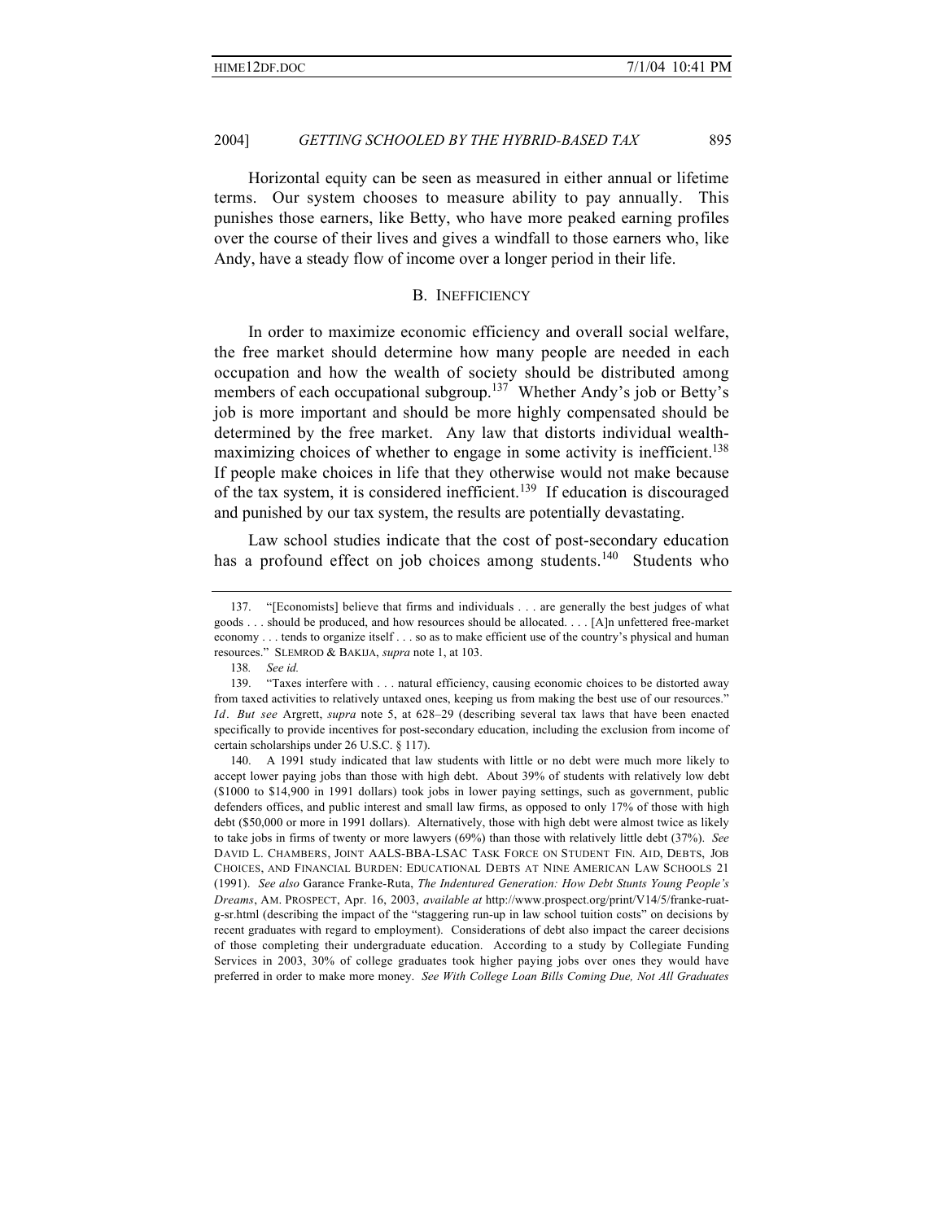Horizontal equity can be seen as measured in either annual or lifetime terms. Our system chooses to measure ability to pay annually. This punishes those earners, like Betty, who have more peaked earning profiles over the course of their lives and gives a windfall to those earners who, like Andy, have a steady flow of income over a longer period in their life.

### B. INEFFICIENCY

In order to maximize economic efficiency and overall social welfare, the free market should determine how many people are needed in each occupation and how the wealth of society should be distributed among members of each occupational subgroup.[137] Whether Andy's job or Betty's job is more important and should be more highly compensated should be determined by the free market. Any law that distorts individual wealth-maximizing choices of whether to engage in some activity is inefficient.[138] If people make choices in life that they otherwise would not make because of the tax system, it is considered inefficient.[139] If education is discouraged and punished by our tax system, the results are potentially devastating.

Law school studies indicate that the cost of post-secondary education has a profound effect on job choices among students.[140] Students who

---

137. "[Economists] believe that firms and individuals . . . are generally the best judges of what goods . . . should be produced, and how resources should be allocated. . . . [A]n unfettered free-market economy . . . tends to organize itself . . . so as to make efficient use of the country's physical and human resources." SLEMROD & BAKIJA, *supra* note 1, at 103.

138. *See id.*

139. "Taxes interfere with . . . natural efficiency, causing economic choices to be distorted away from taxed activities to relatively untaxed ones, keeping us from making the best use of our resources." *Id*. *But see* Argrett, *supra* note 5, at 628–29 (describing several tax laws that have been enacted specifically to provide incentives for post-secondary education, including the exclusion from income of certain scholarships under 26 U.S.C. § 117).

140. A 1991 study indicated that law students with little or no debt were much more likely to accept lower paying jobs than those with high debt. About 39% of students with relatively low debt ($1000 to $14,900 in 1991 dollars) took jobs in lower paying settings, such as government, public defenders offices, and public interest and small law firms, as opposed to only 17% of those with high debt ($50,000 or more in 1991 dollars). Alternatively, those with high debt were almost twice as likely to take jobs in firms of twenty or more lawyers (69%) than those with relatively little debt (37%). *See* DAVID L. CHAMBERS, JOINT AALS-BBA-LSAC TASK FORCE ON STUDENT FIN. AID, DEBTS, JOB CHOICES, AND FINANCIAL BURDEN: EDUCATIONAL DEBTS AT NINE AMERICAN LAW SCHOOLS 21 (1991). *See also* Garance Franke-Ruta, *The Indentured Generation: How Debt Stunts Young People's Dreams*, AM. PROSPECT, Apr. 16, 2003, *available at* http://www.prospect.org/print/V14/5/franke-ruat-g-sr.html (describing the impact of the "staggering run-up in law school tuition costs" on decisions by recent graduates with regard to employment). Considerations of debt also impact the career decisions of those completing their undergraduate education. According to a study by Collegiate Funding Services in 2003, 30% of college graduates took higher paying jobs over ones they would have preferred in order to make more money. *See With College Loan Bills Coming Due, Not All Graduates*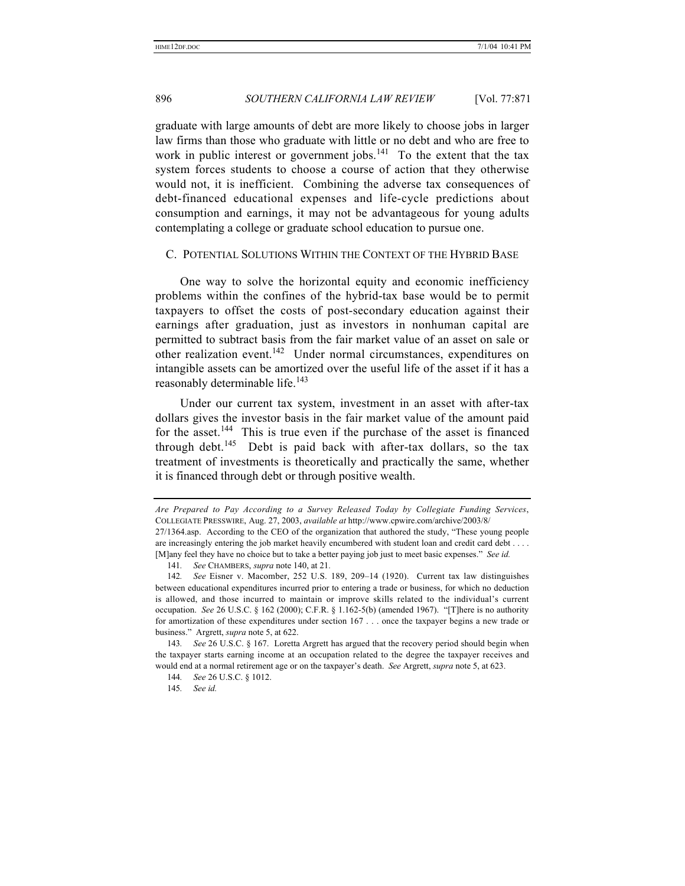graduate with large amounts of debt are more likely to choose jobs in larger law firms than those who graduate with little or no debt and who are free to work in public interest or government jobs.[141] To the extent that the tax system forces students to choose a course of action that they otherwise would not, it is inefficient. Combining the adverse tax consequences of debt-financed educational expenses and life-cycle predictions about consumption and earnings, it may not be advantageous for young adults contemplating a college or graduate school education to pursue one.

### C. Potential Solutions Within the Context of the Hybrid Base

One way to solve the horizontal equity and economic inefficiency problems within the confines of the hybrid-tax base would be to permit taxpayers to offset the costs of post-secondary education against their earnings after graduation, just as investors in nonhuman capital are permitted to subtract basis from the fair market value of an asset on sale or other realization event.[142] Under normal circumstances, expenditures on intangible assets can be amortized over the useful life of the asset if it has a reasonably determinable life.[143]

Under our current tax system, investment in an asset with after-tax dollars gives the investor basis in the fair market value of the amount paid for the asset.[144] This is true even if the purchase of the asset is financed through debt.[145] Debt is paid back with after-tax dollars, so the tax treatment of investments is theoretically and practically the same, whether it is financed through debt or through positive wealth.

---

*Are Prepared to Pay According to a Survey Released Today by Collegiate Funding Services*, COLLEGIATE PRESSWIRE, Aug. 27, 2003, *available at* http://www.cpwire.com/archive/2003/8/27/1364.asp. According to the CEO of the organization that authored the study, "These young people are increasingly entering the job market heavily encumbered with student loan and credit card debt . . . . [M]any feel they have no choice but to take a better paying job just to meet basic expenses." *See id.*

141. *See* CHAMBERS, *supra* note 140, at 21.

142. *See* Eisner v. Macomber, 252 U.S. 189, 209–14 (1920). Current tax law distinguishes between educational expenditures incurred prior to entering a trade or business, for which no deduction is allowed, and those incurred to maintain or improve skills related to the individual's current occupation. *See* 26 U.S.C. § 162 (2000); C.F.R. § 1.162-5(b) (amended 1967). "[T]here is no authority for amortization of these expenditures under section 167 . . . once the taxpayer begins a new trade or business." Argrett, *supra* note 5, at 622.

143. *See* 26 U.S.C. § 167. Loretta Argrett has argued that the recovery period should begin when the taxpayer starts earning income at an occupation related to the degree the taxpayer receives and would end at a normal retirement age or on the taxpayer's death. *See* Argrett, *supra* note 5, at 623.

144. *See* 26 U.S.C. § 1012.

145. *See id.*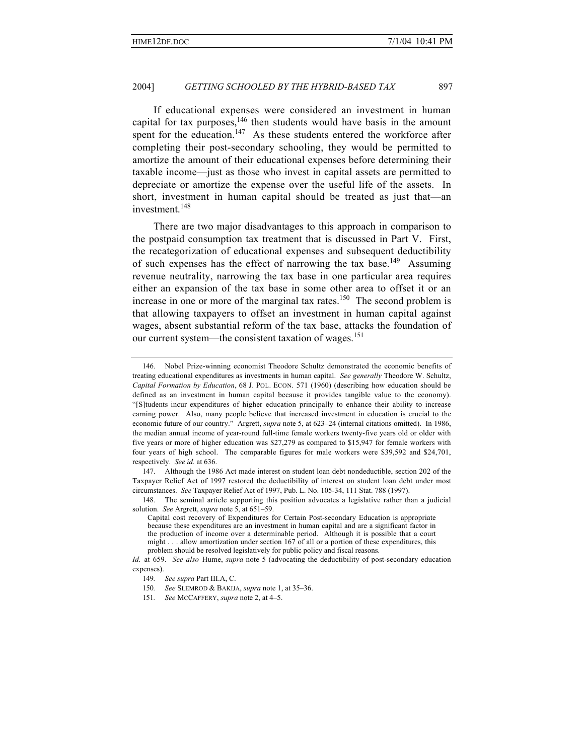If educational expenses were considered an investment in human capital for tax purposes,[146] then students would have basis in the amount spent for the education.[147] As these students entered the workforce after completing their post-secondary schooling, they would be permitted to amortize the amount of their educational expenses before determining their taxable income—just as those who invest in capital assets are permitted to depreciate or amortize the expense over the useful life of the assets. In short, investment in human capital should be treated as just that—an investment.[148]

There are two major disadvantages to this approach in comparison to the postpaid consumption tax treatment that is discussed in Part V. First, the recategorization of educational expenses and subsequent deductibility of such expenses has the effect of narrowing the tax base.[149] Assuming revenue neutrality, narrowing the tax base in one particular area requires either an expansion of the tax base in some other area to offset it or an increase in one or more of the marginal tax rates.[150] The second problem is that allowing taxpayers to offset an investment in human capital against wages, absent substantial reform of the tax base, attacks the foundation of our current system—the consistent taxation of wages.[151]

---

146. Nobel Prize-winning economist Theodore Schultz demonstrated the economic benefits of treating educational expenditures as investments in human capital. *See generally* Theodore W. Schultz, *Capital Formation by Education*, 68 J. POL. ECON. 571 (1960) (describing how education should be defined as an investment in human capital because it provides tangible value to the economy). "[S]tudents incur expenditures of higher education principally to enhance their ability to increase earning power. Also, many people believe that increased investment in education is crucial to the economic future of our country." Argrett, *supra* note 5, at 623–24 (internal citations omitted). In 1986, the median annual income of year-round full-time female workers twenty-five years old or older with five years or more of higher education was $27,279 as compared to $15,947 for female workers with four years of high school. The comparable figures for male workers were $39,592 and $24,701, respectively. *See id.* at 636.

147. Although the 1986 Act made interest on student loan debt nondeductible, section 202 of the Taxpayer Relief Act of 1997 restored the deductibility of interest on student loan debt under most circumstances. *See* Taxpayer Relief Act of 1997, Pub. L. No. 105-34, 111 Stat. 788 (1997).

148. The seminal article supporting this position advocates a legislative rather than a judicial solution. *See* Argrett, *supra* note 5, at 651–59.

> Capital cost recovery of Expenditures for Certain Post-secondary Education is appropriate because these expenditures are an investment in human capital and are a significant factor in the production of income over a determinable period. Although it is possible that a court might . . . allow amortization under section 167 of all or a portion of these expenditures, this problem should be resolved legislatively for public policy and fiscal reasons.

*Id.* at 659. *See also* Hume, *supra* note 5 (advocating the deductibility of post-secondary education expenses).

149. *See supra* Part III.A, C.

150. *See* SLEMROD & BAKIJA, *supra* note 1, at 35–36.

151. *See* MCCAFFERY, *supra* note 2, at 4–5.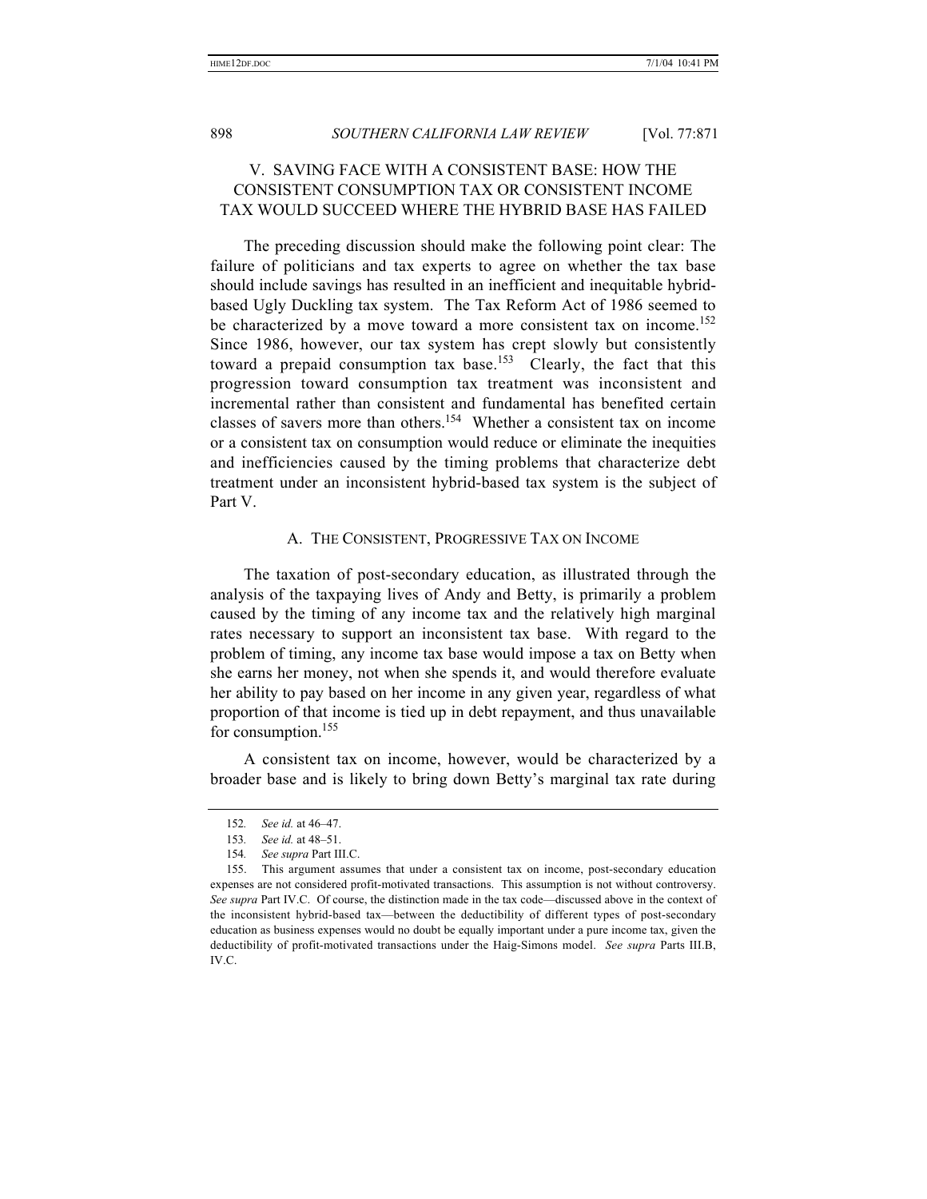## V. SAVING FACE WITH A CONSISTENT BASE: HOW THE CONSISTENT CONSUMPTION TAX OR CONSISTENT INCOME TAX WOULD SUCCEED WHERE THE HYBRID BASE HAS FAILED

The preceding discussion should make the following point clear: The failure of politicians and tax experts to agree on whether the tax base should include savings has resulted in an inefficient and inequitable hybrid-based Ugly Duckling tax system. The Tax Reform Act of 1986 seemed to be characterized by a move toward a more consistent tax on income.[152] Since 1986, however, our tax system has crept slowly but consistently toward a prepaid consumption tax base.[153] Clearly, the fact that this progression toward consumption tax treatment was inconsistent and incremental rather than consistent and fundamental has benefited certain classes of savers more than others.[154] Whether a consistent tax on income or a consistent tax on consumption would reduce or eliminate the inequities and inefficiencies caused by the timing problems that characterize debt treatment under an inconsistent hybrid-based tax system is the subject of Part V.

### A. THE CONSISTENT, PROGRESSIVE TAX ON INCOME

The taxation of post-secondary education, as illustrated through the analysis of the taxpaying lives of Andy and Betty, is primarily a problem caused by the timing of any income tax and the relatively high marginal rates necessary to support an inconsistent tax base. With regard to the problem of timing, any income tax base would impose a tax on Betty when she earns her money, not when she spends it, and would therefore evaluate her ability to pay based on her income in any given year, regardless of what proportion of that income is tied up in debt repayment, and thus unavailable for consumption.[155]

A consistent tax on income, however, would be characterized by a broader base and is likely to bring down Betty's marginal tax rate during

---

152. *See id.* at 46–47.

153. *See id.* at 48–51.

154. *See supra* Part III.C.

155. This argument assumes that under a consistent tax on income, post-secondary education expenses are not considered profit-motivated transactions. This assumption is not without controversy. *See supra* Part IV.C. Of course, the distinction made in the tax code—discussed above in the context of the inconsistent hybrid-based tax—between the deductibility of different types of post-secondary education as business expenses would no doubt be equally important under a pure income tax, given the deductibility of profit-motivated transactions under the Haig-Simons model. *See supra* Parts III.B, IV.C.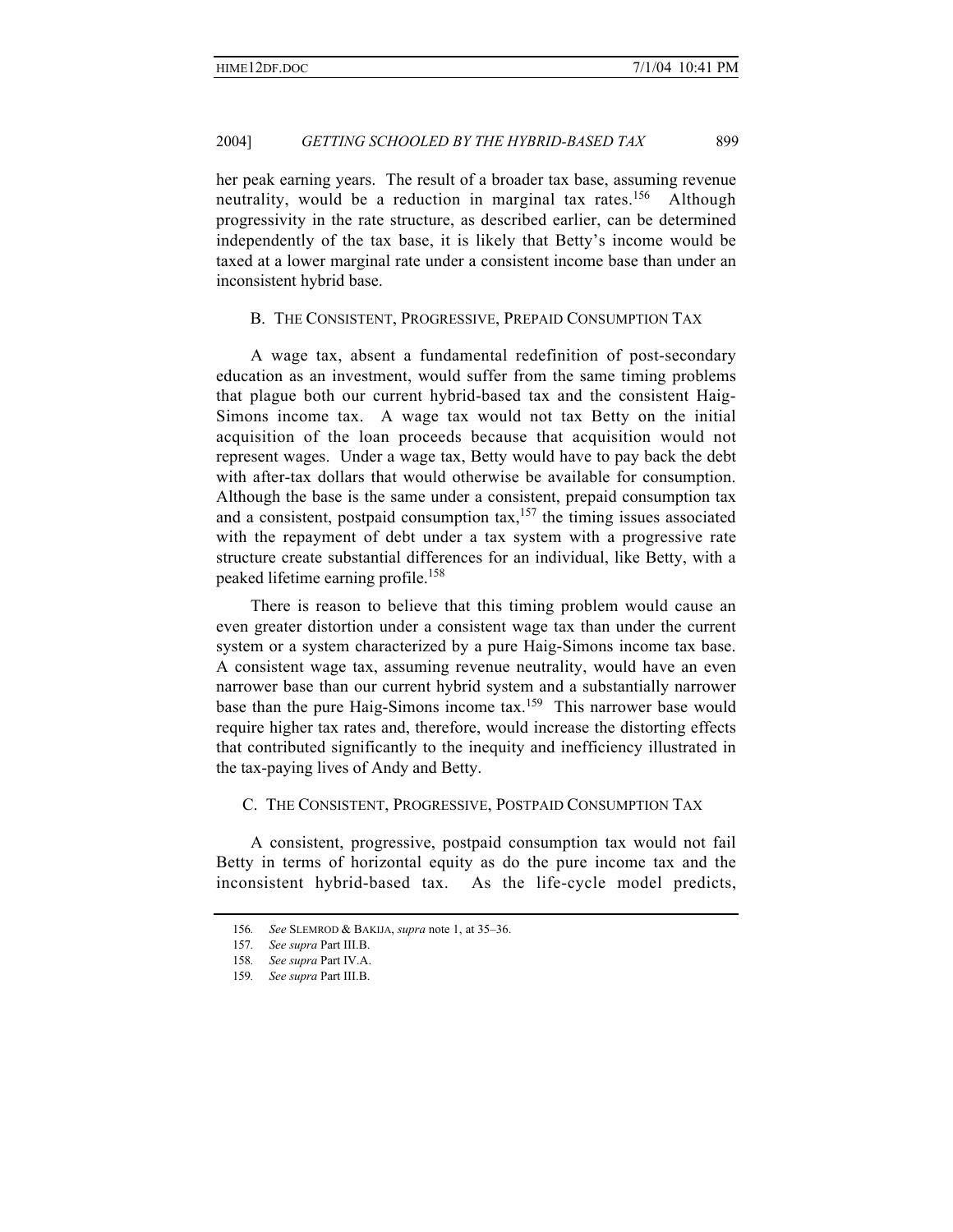her peak earning years. The result of a broader tax base, assuming revenue neutrality, would be a reduction in marginal tax rates.[156] Although progressivity in the rate structure, as described earlier, can be determined independently of the tax base, it is likely that Betty's income would be taxed at a lower marginal rate under a consistent income base than under an inconsistent hybrid base.

### B. THE CONSISTENT, PROGRESSIVE, PREPAID CONSUMPTION TAX

A wage tax, absent a fundamental redefinition of post-secondary education as an investment, would suffer from the same timing problems that plague both our current hybrid-based tax and the consistent Haig-Simons income tax. A wage tax would not tax Betty on the initial acquisition of the loan proceeds because that acquisition would not represent wages. Under a wage tax, Betty would have to pay back the debt with after-tax dollars that would otherwise be available for consumption. Although the base is the same under a consistent, prepaid consumption tax and a consistent, postpaid consumption tax,[157] the timing issues associated with the repayment of debt under a tax system with a progressive rate structure create substantial differences for an individual, like Betty, with a peaked lifetime earning profile.[158]

There is reason to believe that this timing problem would cause an even greater distortion under a consistent wage tax than under the current system or a system characterized by a pure Haig-Simons income tax base. A consistent wage tax, assuming revenue neutrality, would have an even narrower base than our current hybrid system and a substantially narrower base than the pure Haig-Simons income tax.[159] This narrower base would require higher tax rates and, therefore, would increase the distorting effects that contributed significantly to the inequity and inefficiency illustrated in the tax-paying lives of Andy and Betty.

### C. THE CONSISTENT, PROGRESSIVE, POSTPAID CONSUMPTION TAX

A consistent, progressive, postpaid consumption tax would not fail Betty in terms of horizontal equity as do the pure income tax and the inconsistent hybrid-based tax. As the life-cycle model predicts,

---

156. *See* SLEMROD & BAKIJA, *supra* note 1, at 35–36.

157. *See supra* Part III.B.

158. *See supra* Part IV.A.

159. *See supra* Part III.B.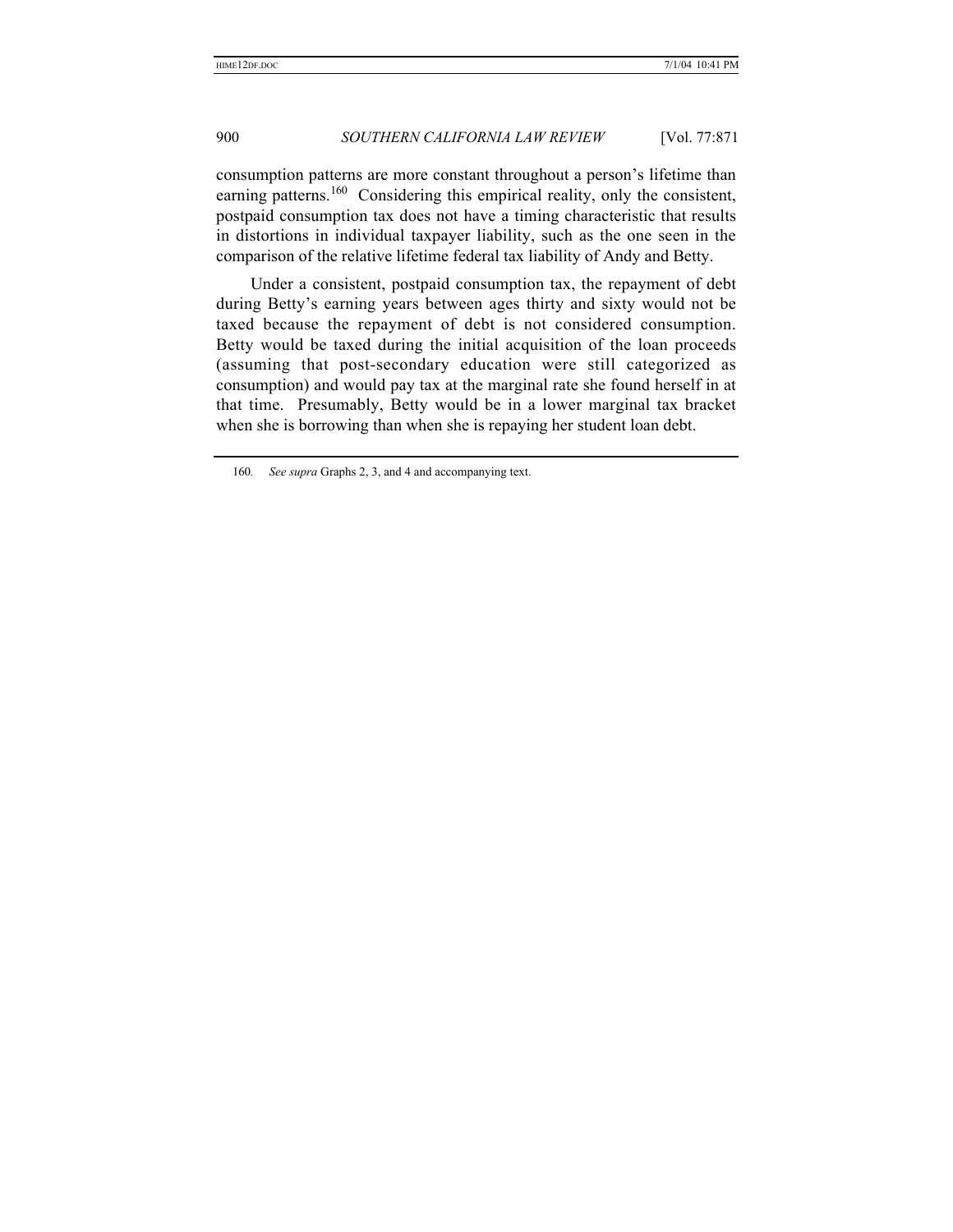consumption patterns are more constant throughout a person's lifetime than earning patterns.[160] Considering this empirical reality, only the consistent, postpaid consumption tax does not have a timing characteristic that results in distortions in individual taxpayer liability, such as the one seen in the comparison of the relative lifetime federal tax liability of Andy and Betty.

Under a consistent, postpaid consumption tax, the repayment of debt during Betty's earning years between ages thirty and sixty would not be taxed because the repayment of debt is not considered consumption. Betty would be taxed during the initial acquisition of the loan proceeds (assuming that post-secondary education were still categorized as consumption) and would pay tax at the marginal rate she found herself in at that time. Presumably, Betty would be in a lower marginal tax bracket when she is borrowing than when she is repaying her student loan debt.

---

160. *See supra* Graphs 2, 3, and 4 and accompanying text.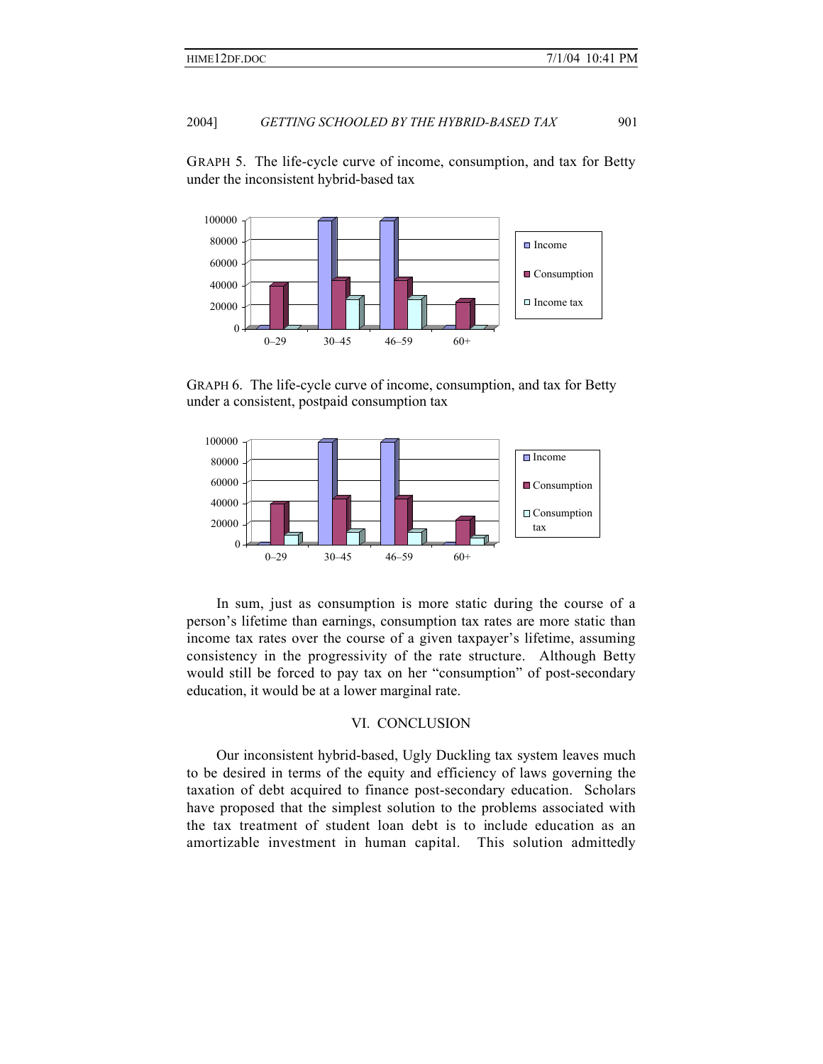GRAPH 5. The life-cycle curve of income, consumption, and tax for Betty under the inconsistent hybrid-based tax

GRAPH 6. The life-cycle curve of income, consumption, and tax for Betty under a consistent, postpaid consumption tax

In sum, just as consumption is more static during the course of a person's lifetime than earnings, consumption tax rates are more static than income tax rates over the course of a given taxpayer's lifetime, assuming consistency in the progressivity of the rate structure. Although Betty would still be forced to pay tax on her "consumption" of post-secondary education, it would be at a lower marginal rate.

## VI. CONCLUSION

Our inconsistent hybrid-based, Ugly Duckling tax system leaves much to be desired in terms of the equity and efficiency of laws governing the taxation of debt acquired to finance post-secondary education. Scholars have proposed that the simplest solution to the problems associated with the tax treatment of student loan debt is to include education as an amortizable investment in human capital. This solution admittedly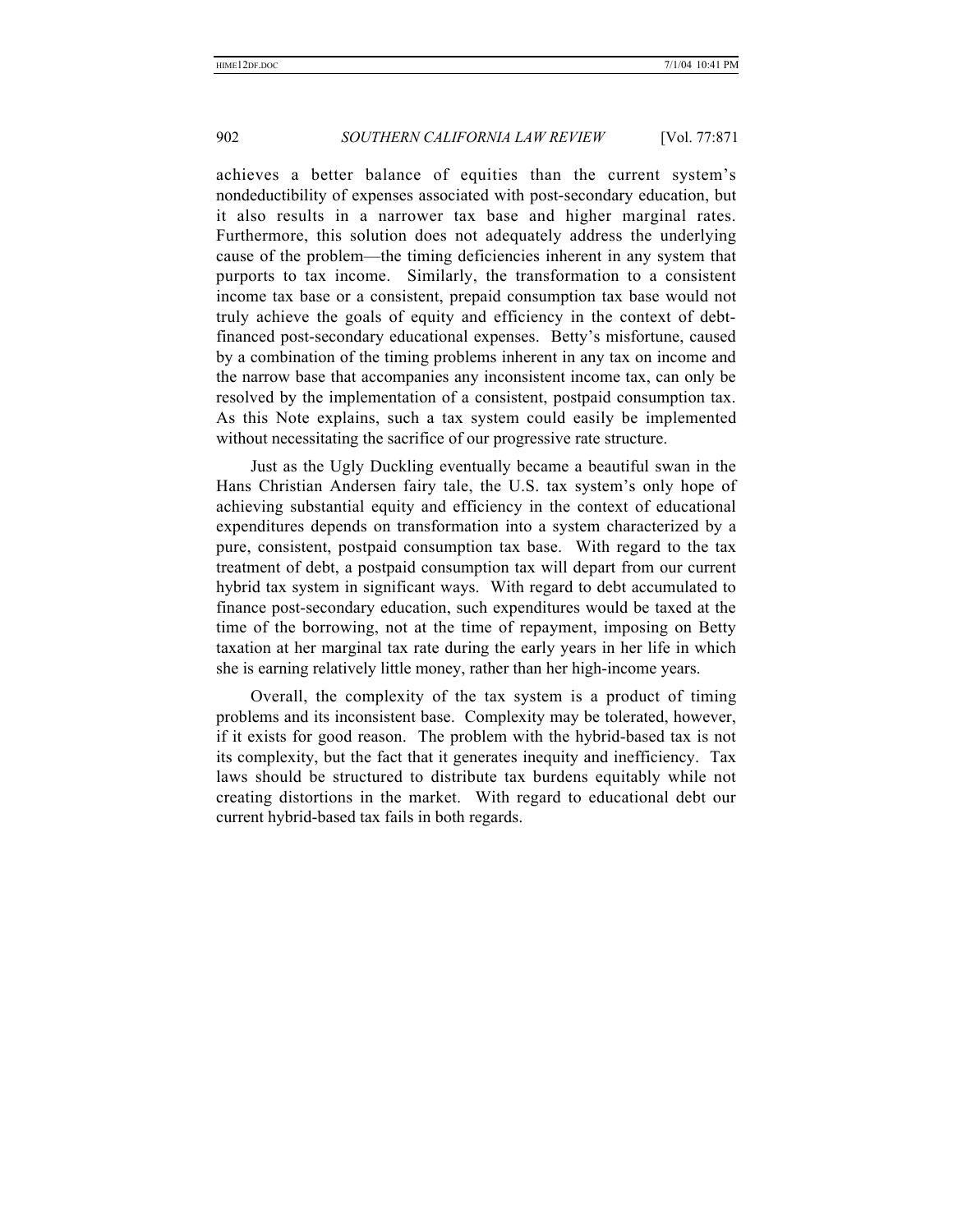achieves a better balance of equities than the current system's nondeductibility of expenses associated with post-secondary education, but it also results in a narrower tax base and higher marginal rates. Furthermore, this solution does not adequately address the underlying cause of the problem—the timing deficiencies inherent in any system that purports to tax income. Similarly, the transformation to a consistent income tax base or a consistent, prepaid consumption tax base would not truly achieve the goals of equity and efficiency in the context of debt-financed post-secondary educational expenses. Betty's misfortune, caused by a combination of the timing problems inherent in any tax on income and the narrow base that accompanies any inconsistent income tax, can only be resolved by the implementation of a consistent, postpaid consumption tax. As this Note explains, such a tax system could easily be implemented without necessitating the sacrifice of our progressive rate structure.

Just as the Ugly Duckling eventually became a beautiful swan in the Hans Christian Andersen fairy tale, the U.S. tax system's only hope of achieving substantial equity and efficiency in the context of educational expenditures depends on transformation into a system characterized by a pure, consistent, postpaid consumption tax base. With regard to the tax treatment of debt, a postpaid consumption tax will depart from our current hybrid tax system in significant ways. With regard to debt accumulated to finance post-secondary education, such expenditures would be taxed at the time of the borrowing, not at the time of repayment, imposing on Betty taxation at her marginal tax rate during the early years in her life in which she is earning relatively little money, rather than her high-income years.

Overall, the complexity of the tax system is a product of timing problems and its inconsistent base. Complexity may be tolerated, however, if it exists for good reason. The problem with the hybrid-based tax is not its complexity, but the fact that it generates inequity and inefficiency. Tax laws should be structured to distribute tax burdens equitably while not creating distortions in the market. With regard to educational debt our current hybrid-based tax fails in both regards.